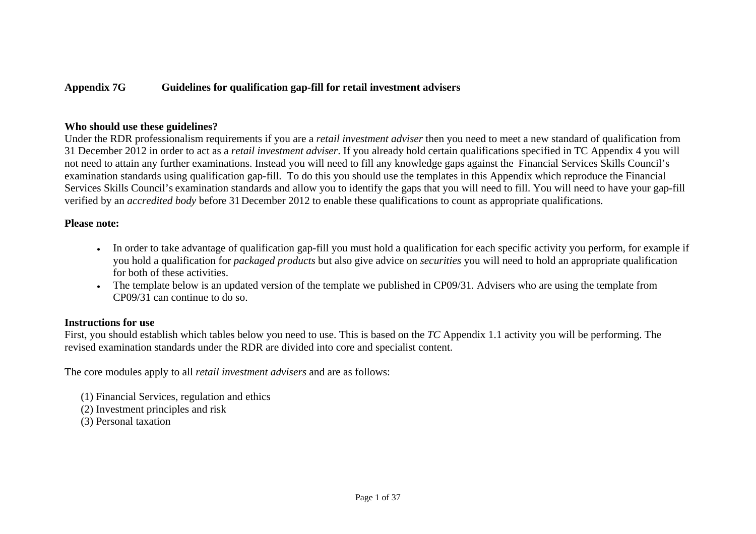## Appendix 7G Guidelines for qualification gap-fill for retail investment advisers

**Who should use these guidelines?**

Under the RDR professionalism requirements if you are a *retail investment adviser* then you need to meet a new standard of qualification from 31 December 2012 in order to act as a *retail investment adviser*. If you already hold certain qualifications specified in TC Appendix 4 you will not need to attain any further examinations. Instead you will need to fill any knowledge gaps against the Financial Services Skills Council's examination standards using qualification gap-fill. To do this you should use the templates in this Appendix which reproduce the Financial Services Skills Council's examination standards and allow you to identify the gaps that you will need to fill. You will need to have your gap-fill verified by an *accredited body* before 31 December 2012 to enable these qualifications to count as appropriate qualifications.

**Please note:**

- In order to take advantage of qualification gap-fill you must hold a qualification for each specific activity you perform, for example if you hold a qualification for *packaged products* but also give advice on *securities* you will need to hold an appropriate qualification for both of these activities.
- The template below is an updated version of the template we published in CP09/31. Advisers who are using the template from CP09/31 can continue to do so.

**Instructions for use**

First, you should establish which tables below you need to use. This is based on the *TC* Appendix 1.1 activity you will be performing. The revised examination standards under the RDR are divided into core and specialist content.

The core modules apply to all *retail investment advisers* and are as follows:

(1) Financial Services, regulation and ethics
(2) Investment principles and risk
(3) Personal taxation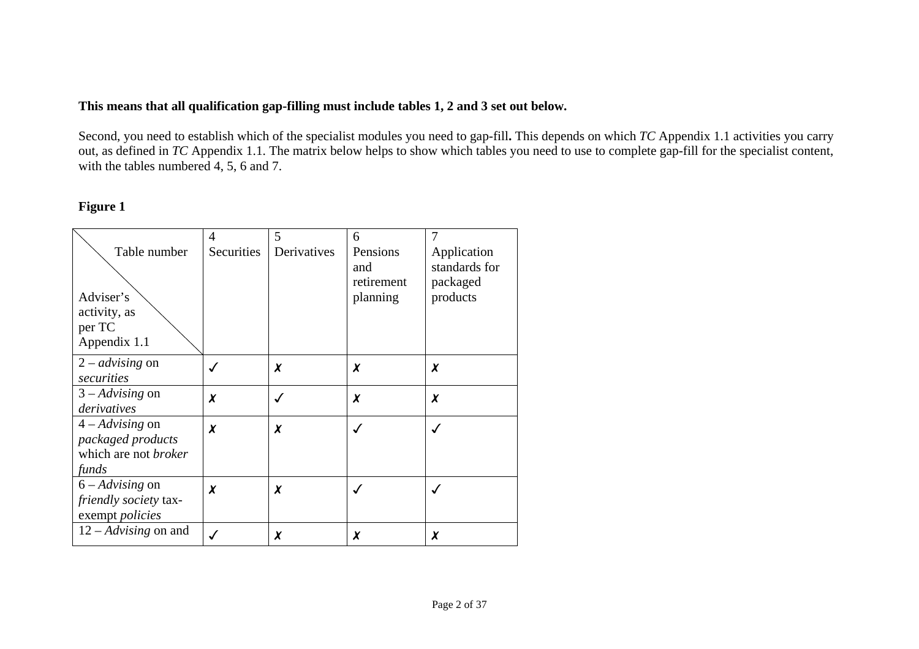**This means that all qualification gap-filling must include tables 1, 2 and 3 set out below.**

Second, you need to establish which of the specialist modules you need to gap-fill**.** This depends on which *TC* Appendix 1.1 activities you carry out, as defined in *TC* Appendix 1.1. The matrix below helps to show which tables you need to use to complete gap-fill for the specialist content, with the tables numbered 4, 5, 6 and 7.

**Figure 1**

| Table number / Adviser's activity, as per TC Appendix 1.1 | 4 Securities | 5 Derivatives | 6 Pensions and retirement planning | 7 Application standards for packaged products |
|---|---|---|---|---|
| 2 – *advising* on *securities* | ✓ | ✗ | ✗ | ✗ |
| 3 – *Advising* on *derivatives* | ✗ | ✓ | ✗ | ✗ |
| 4 – *Advising* on *packaged products* which are not *broker funds* | ✗ | ✗ | ✓ | ✓ |
| 6 – *Advising* on *friendly society* tax-exempt *policies* | ✗ | ✗ | ✓ | ✓ |
| 12 – *Advising* on and | ✓ | ✗ | ✗ | ✗ |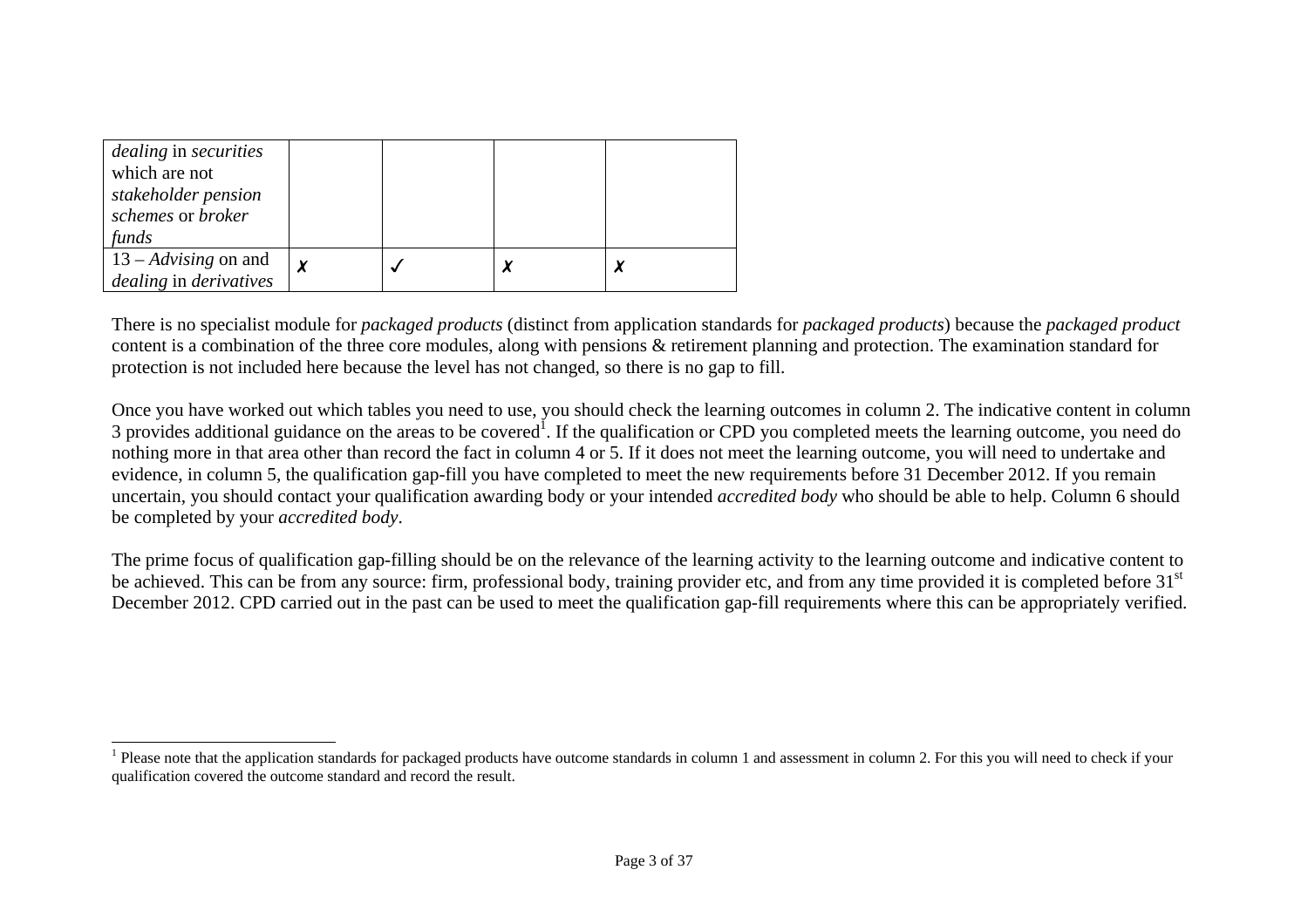| | | | | |
|---|---|---|---|---|
| *dealing* in *securities* which are not *stakeholder pension schemes* or *broker funds* | | | | |
| 13 – *Advising* on and *dealing* in *derivatives* | ✗ | ✓ | ✗ | ✗ |

There is no specialist module for *packaged products* (distinct from application standards for *packaged products*) because the *packaged product* content is a combination of the three core modules, along with pensions & retirement planning and protection. The examination standard for protection is not included here because the level has not changed, so there is no gap to fill.

Once you have worked out which tables you need to use, you should check the learning outcomes in column 2. The indicative content in column 3 provides additional guidance on the areas to be covered[1]. If the qualification or CPD you completed meets the learning outcome, you need do nothing more in that area other than record the fact in column 4 or 5. If it does not meet the learning outcome, you will need to undertake and evidence, in column 5, the qualification gap-fill you have completed to meet the new requirements before 31 December 2012. If you remain uncertain, you should contact your qualification awarding body or your intended *accredited body* who should be able to help. Column 6 should be completed by your *accredited body*.

The prime focus of qualification gap-filling should be on the relevance of the learning activity to the learning outcome and indicative content to be achieved. This can be from any source: firm, professional body, training provider etc, and from any time provided it is completed before 31st December 2012. CPD carried out in the past can be used to meet the qualification gap-fill requirements where this can be appropriately verified.

[1] Please note that the application standards for packaged products have outcome standards in column 1 and assessment in column 2. For this you will need to check if your qualification covered the outcome standard and record the result.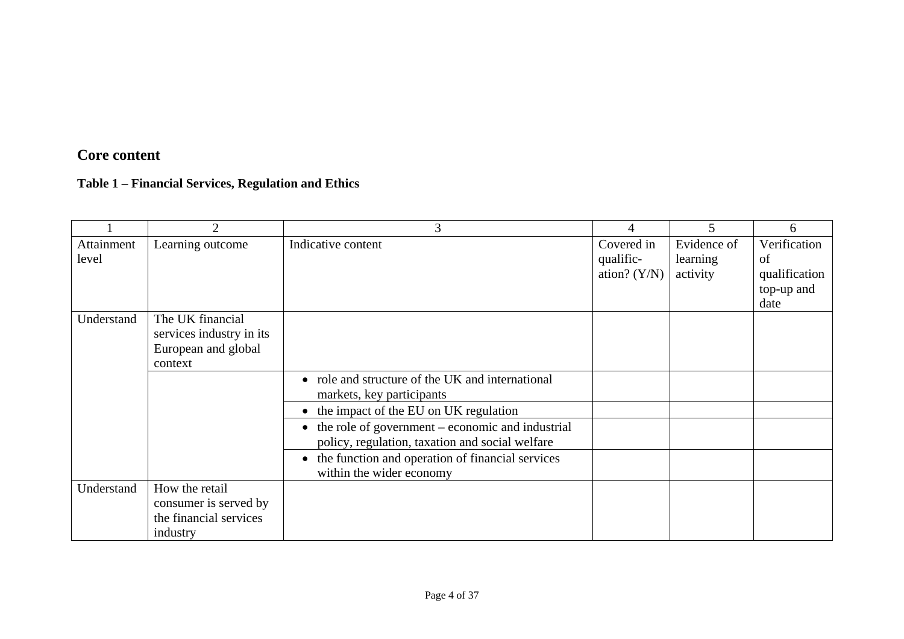## Core content

### Table 1 – Financial Services, Regulation and Ethics

| 1 | 2 | 3 | 4 | 5 | 6 |
|---|---|---|---|---|---|
| Attainment level | Learning outcome | Indicative content | Covered in qualific-ation? (Y/N) | Evidence of learning activity | Verification of qualification top-up and date |
| Understand | The UK financial services industry in its European and global context | | | | |
| | | • role and structure of the UK and international markets, key participants | | | |
| | | • the impact of the EU on UK regulation | | | |
| | | • the role of government – economic and industrial policy, regulation, taxation and social welfare | | | |
| | | • the function and operation of financial services within the wider economy | | | |
| Understand | How the retail consumer is served by the financial services industry | | | | |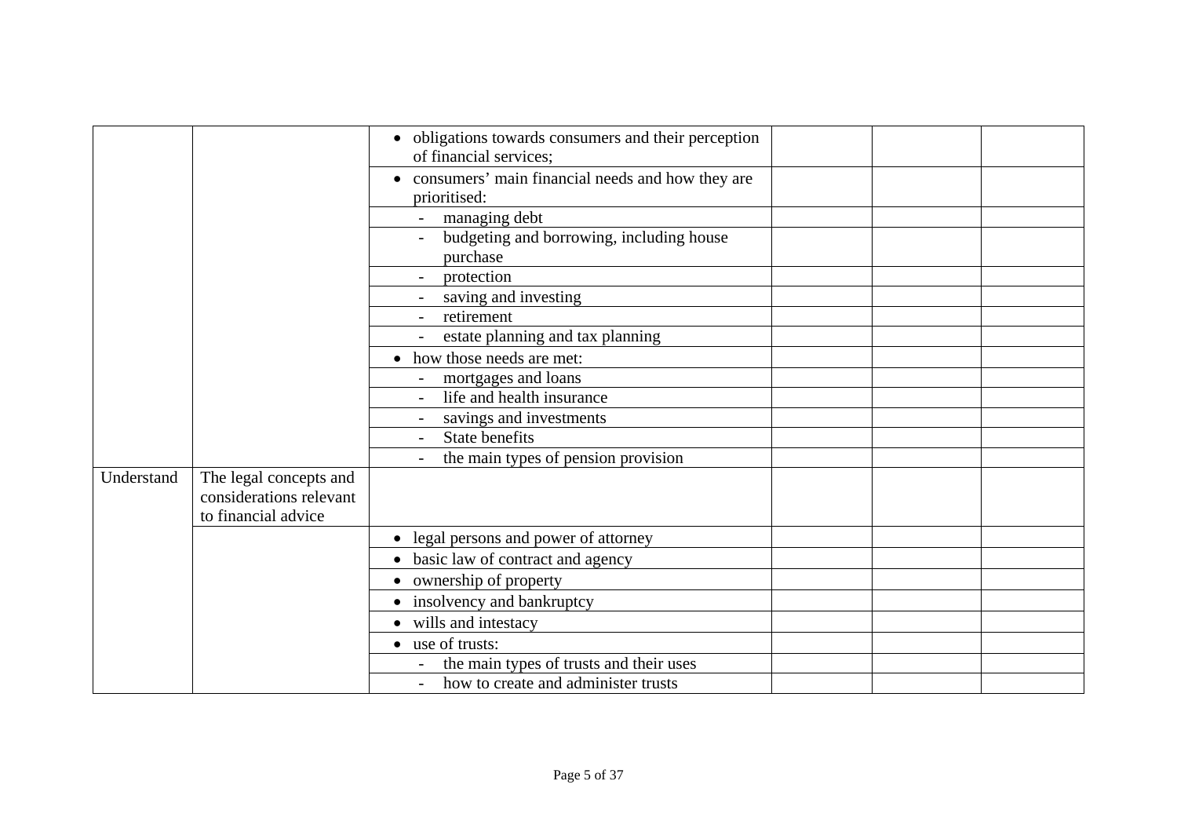|  |  |  |  |  |  |
|---|---|---|---|---|---|
|  |  | • obligations towards consumers and their perception of financial services; |  |  |  |
|  |  | • consumers' main financial needs and how they are prioritised: |  |  |  |
|  |  | - managing debt |  |  |  |
|  |  | - budgeting and borrowing, including house purchase |  |  |  |
|  |  | - protection |  |  |  |
|  |  | - saving and investing |  |  |  |
|  |  | - retirement |  |  |  |
|  |  | - estate planning and tax planning |  |  |  |
|  |  | • how those needs are met: |  |  |  |
|  |  | - mortgages and loans |  |  |  |
|  |  | - life and health insurance |  |  |  |
|  |  | - savings and investments |  |  |  |
|  |  | - State benefits |  |  |  |
|  |  | - the main types of pension provision |  |  |  |
| Understand | The legal concepts and considerations relevant to financial advice |  |  |  |  |
|  |  | • legal persons and power of attorney |  |  |  |
|  |  | • basic law of contract and agency |  |  |  |
|  |  | • ownership of property |  |  |  |
|  |  | • insolvency and bankruptcy |  |  |  |
|  |  | • wills and intestacy |  |  |  |
|  |  | • use of trusts: |  |  |  |
|  |  | - the main types of trusts and their uses |  |  |  |
|  |  | - how to create and administer trusts |  |  |  |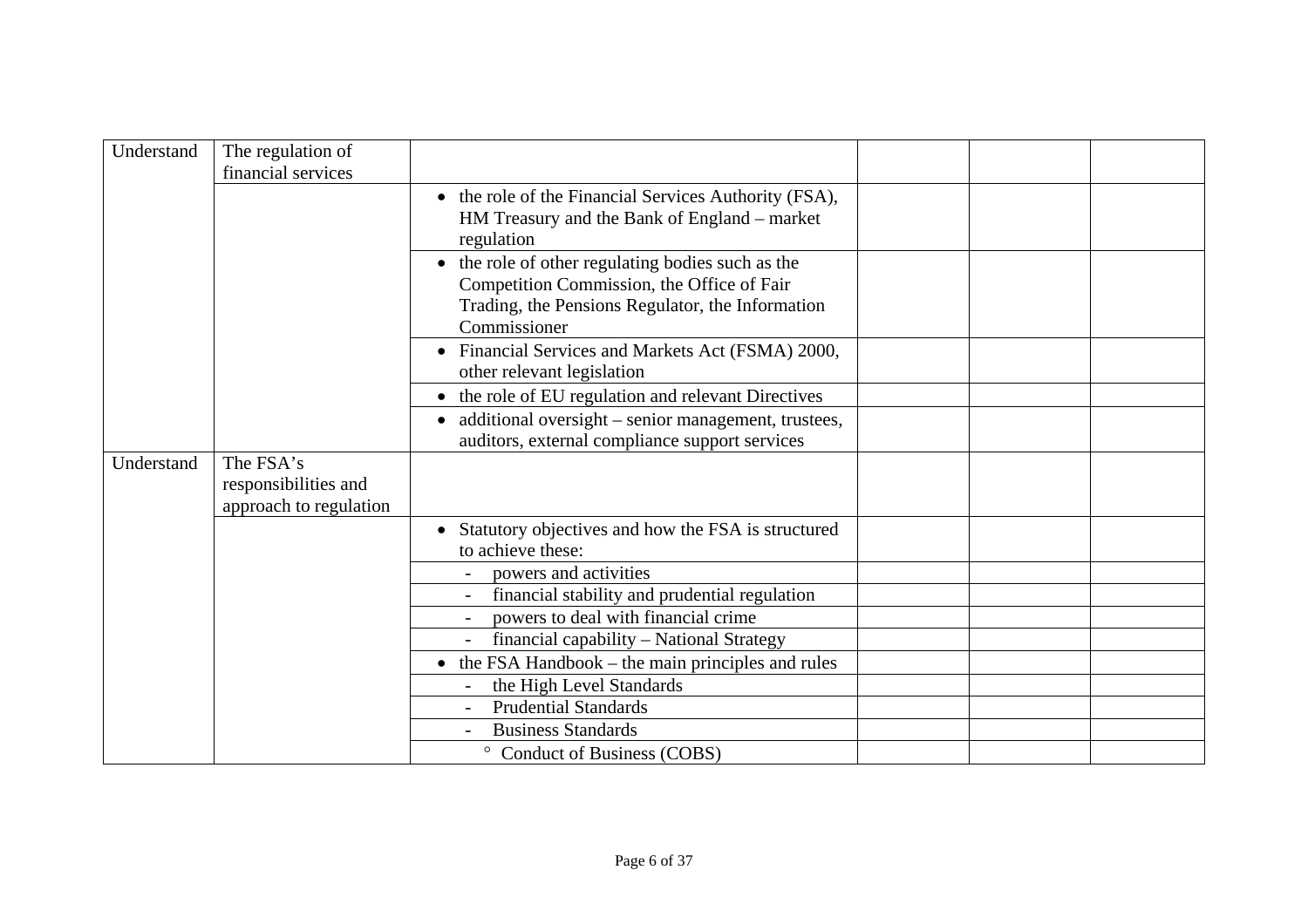| Understand | The regulation of financial services | | | | |
|---|---|---|---|---|---|
| | | • the role of the Financial Services Authority (FSA), HM Treasury and the Bank of England – market regulation | | | |
| | | • the role of other regulating bodies such as the Competition Commission, the Office of Fair Trading, the Pensions Regulator, the Information Commissioner | | | |
| | | • Financial Services and Markets Act (FSMA) 2000, other relevant legislation | | | |
| | | • the role of EU regulation and relevant Directives | | | |
| | | • additional oversight – senior management, trustees, auditors, external compliance support services | | | |
| Understand | The FSA's responsibilities and approach to regulation | | | | |
| | | • Statutory objectives and how the FSA is structured to achieve these: | | | |
| | | - powers and activities | | | |
| | | - financial stability and prudential regulation | | | |
| | | - powers to deal with financial crime | | | |
| | | - financial capability – National Strategy | | | |
| | | • the FSA Handbook – the main principles and rules | | | |
| | | - the High Level Standards | | | |
| | | - Prudential Standards | | | |
| | | - Business Standards | | | |
| | | ◦ Conduct of Business (COBS) | | | |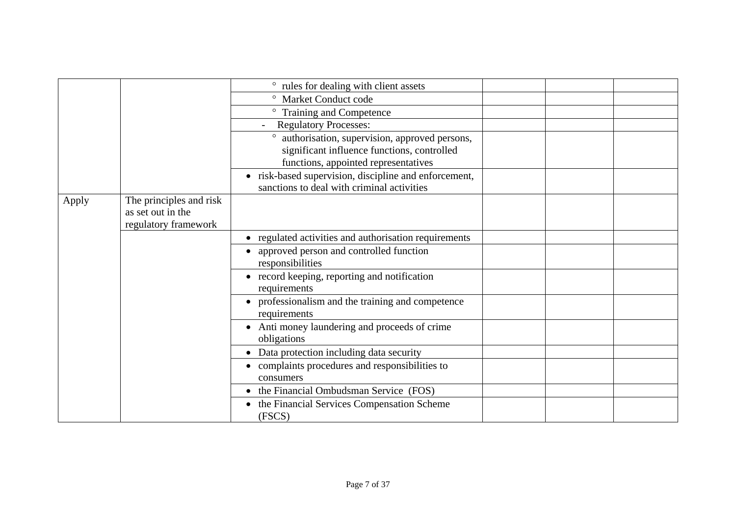| | | | | | |
|---|---|---|---|---|---|
| | | ° rules for dealing with client assets | | | |
| | | ° Market Conduct code | | | |
| | | ° Training and Competence | | | |
| | | - Regulatory Processes: | | | |
| | | ° authorisation, supervision, approved persons, significant influence functions, controlled functions, appointed representatives | | | |
| | | • risk-based supervision, discipline and enforcement, sanctions to deal with criminal activities | | | |
| Apply | The principles and risk as set out in the regulatory framework | | | | |
| | | • regulated activities and authorisation requirements | | | |
| | | • approved person and controlled function responsibilities | | | |
| | | • record keeping, reporting and notification requirements | | | |
| | | • professionalism and the training and competence requirements | | | |
| | | • Anti money laundering and proceeds of crime obligations | | | |
| | | • Data protection including data security | | | |
| | | • complaints procedures and responsibilities to consumers | | | |
| | | • the Financial Ombudsman Service (FOS) | | | |
| | | • the Financial Services Compensation Scheme (FSCS) | | | |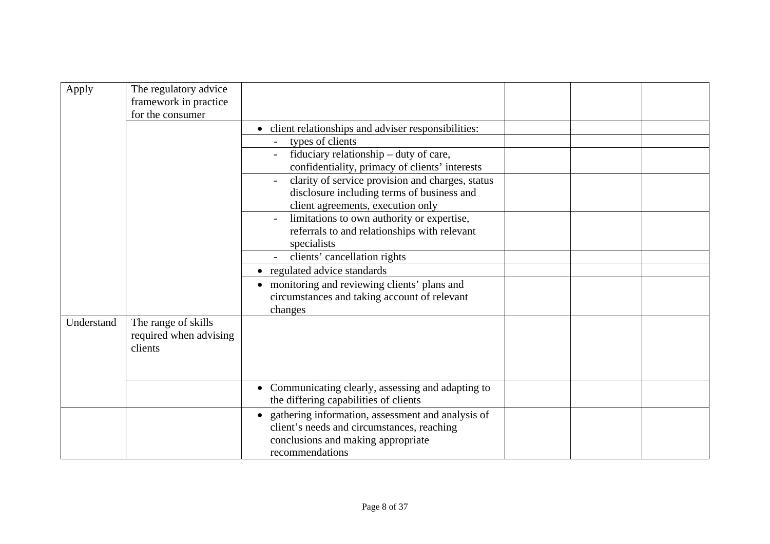| | | | | | |
|---|---|---|---|---|---|
| Apply | The regulatory advice framework in practice for the consumer | | | | |
| | | • client relationships and adviser responsibilities: | | | |
| | | - types of clients | | | |
| | | - fiduciary relationship – duty of care, confidentiality, primacy of clients' interests | | | |
| | | - clarity of service provision and charges, status disclosure including terms of business and client agreements, execution only | | | |
| | | - limitations to own authority or expertise, referrals to and relationships with relevant specialists | | | |
| | | - clients' cancellation rights | | | |
| | | • regulated advice standards | | | |
| | | • monitoring and reviewing clients' plans and circumstances and taking account of relevant changes | | | |
| Understand | The range of skills required when advising clients | | | | |
| | | • Communicating clearly, assessing and adapting to the differing capabilities of clients | | | |
| | | • gathering information, assessment and analysis of client's needs and circumstances, reaching conclusions and making appropriate recommendations | | | |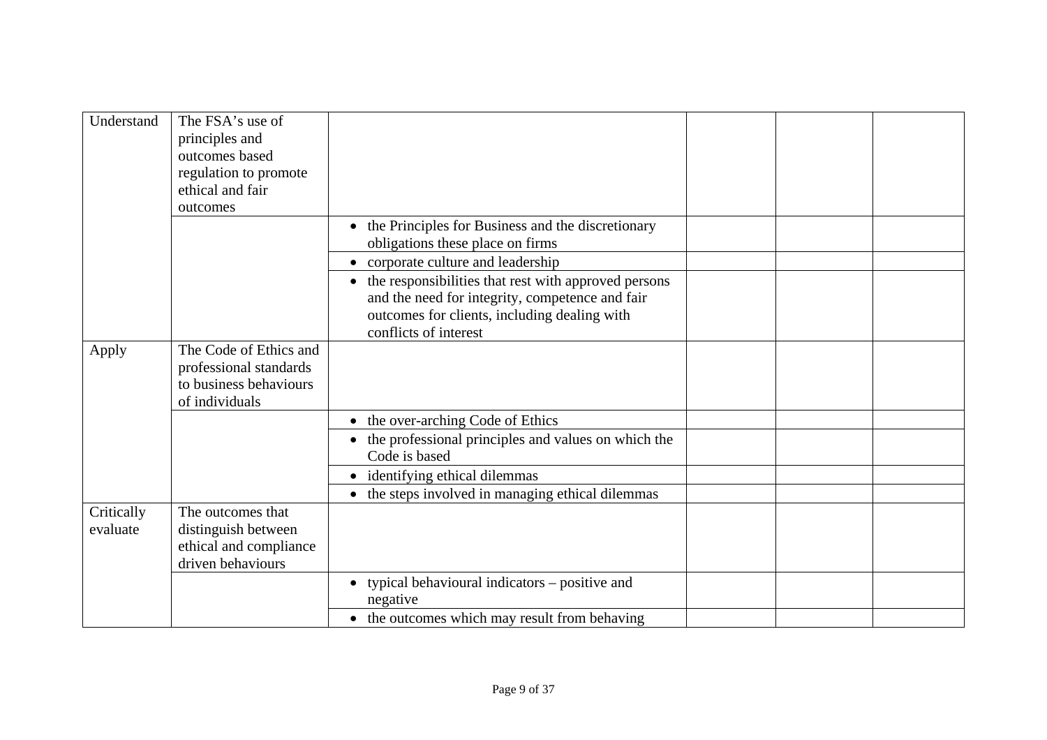| | | | | | |
|---|---|---|---|---|---|
| Understand | The FSA's use of principles and outcomes based regulation to promote ethical and fair outcomes | | | | |
| | | • the Principles for Business and the discretionary obligations these place on firms | | | |
| | | • corporate culture and leadership | | | |
| | | • the responsibilities that rest with approved persons and the need for integrity, competence and fair outcomes for clients, including dealing with conflicts of interest | | | |
| Apply | The Code of Ethics and professional standards to business behaviours of individuals | | | | |
| | | • the over-arching Code of Ethics | | | |
| | | • the professional principles and values on which the Code is based | | | |
| | | • identifying ethical dilemmas | | | |
| | | • the steps involved in managing ethical dilemmas | | | |
| Critically evaluate | The outcomes that distinguish between ethical and compliance driven behaviours | | | | |
| | | • typical behavioural indicators – positive and negative | | | |
| | | • the outcomes which may result from behaving | | | |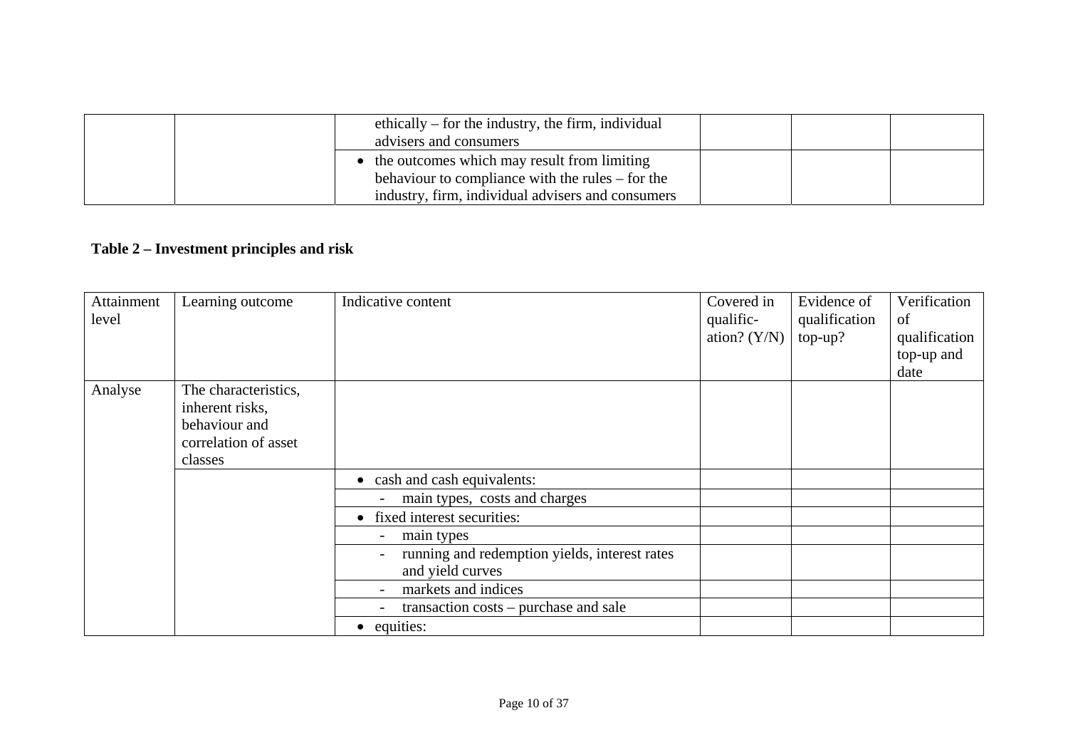|  |  | ethically – for the industry, the firm, individual advisers and consumers |  |  |  |
|---|---|---|---|---|---|
|  |  | • the outcomes which may result from limiting behaviour to compliance with the rules – for the industry, firm, individual advisers and consumers |  |  |  |

**Table 2 – Investment principles and risk**

| Attainment level | Learning outcome | Indicative content | Covered in qualific-ation? (Y/N) | Evidence of qualification top-up? | Verification of qualification top-up and date |
|---|---|---|---|---|---|
| Analyse | The characteristics, inherent risks, behaviour and correlation of asset classes |  |  |  |  |
|  |  | • cash and cash equivalents: |  |  |  |
|  |  | - main types, costs and charges |  |  |  |
|  |  | • fixed interest securities: |  |  |  |
|  |  | - main types |  |  |  |
|  |  | - running and redemption yields, interest rates and yield curves |  |  |  |
|  |  | - markets and indices |  |  |  |
|  |  | - transaction costs – purchase and sale |  |  |  |
|  |  | • equities: |  |  |  |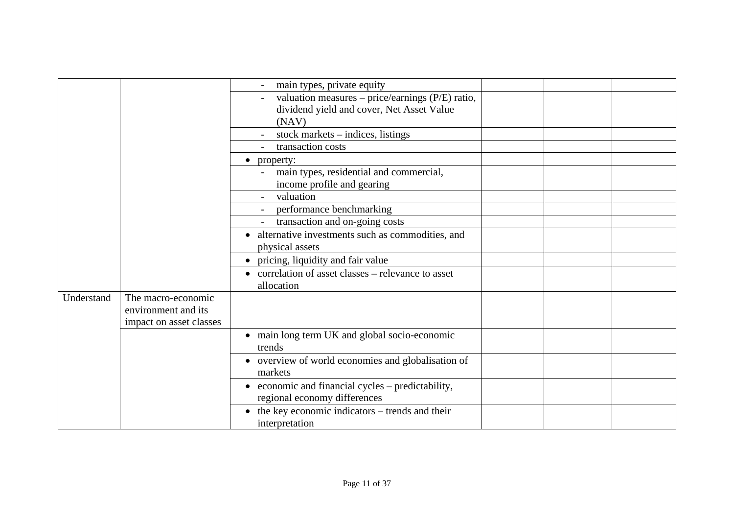| | | | | | |
|---|---|---|---|---|---|
| | | - main types, private equity | | | |
| | | - valuation measures – price/earnings (P/E) ratio, dividend yield and cover, Net Asset Value (NAV) | | | |
| | | - stock markets – indices, listings | | | |
| | | - transaction costs | | | |
| | | • property: | | | |
| | | - main types, residential and commercial, income profile and gearing | | | |
| | | - valuation | | | |
| | | - performance benchmarking | | | |
| | | - transaction and on-going costs | | | |
| | | • alternative investments such as commodities, and physical assets | | | |
| | | • pricing, liquidity and fair value | | | |
| | | • correlation of asset classes – relevance to asset allocation | | | |
| Understand | The macro-economic environment and its impact on asset classes | | | | |
| | | • main long term UK and global socio-economic trends | | | |
| | | • overview of world economies and globalisation of markets | | | |
| | | • economic and financial cycles – predictability, regional economy differences | | | |
| | | • the key economic indicators – trends and their interpretation | | | |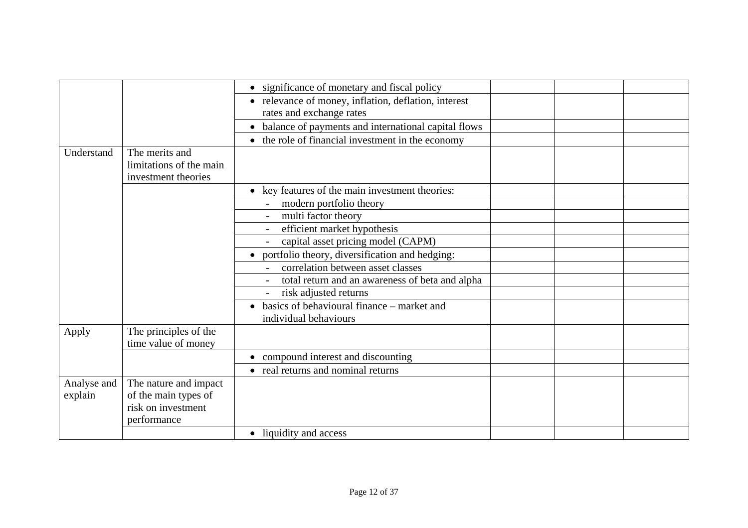| | | | | | |
|---|---|---|---|---|---|
| | | • significance of monetary and fiscal policy | | | |
| | | • relevance of money, inflation, deflation, interest rates and exchange rates | | | |
| | | • balance of payments and international capital flows | | | |
| | | • the role of financial investment in the economy | | | |
| Understand | The merits and limitations of the main investment theories | | | | |
| | | • key features of the main investment theories: | | | |
| | | - modern portfolio theory | | | |
| | | - multi factor theory | | | |
| | | - efficient market hypothesis | | | |
| | | - capital asset pricing model (CAPM) | | | |
| | | • portfolio theory, diversification and hedging: | | | |
| | | - correlation between asset classes | | | |
| | | - total return and an awareness of beta and alpha | | | |
| | | - risk adjusted returns | | | |
| | | • basics of behavioural finance – market and individual behaviours | | | |
| Apply | The principles of the time value of money | | | | |
| | | • compound interest and discounting | | | |
| | | • real returns and nominal returns | | | |
| Analyse and explain | The nature and impact of the main types of risk on investment performance | | | | |
| | | • liquidity and access | | | |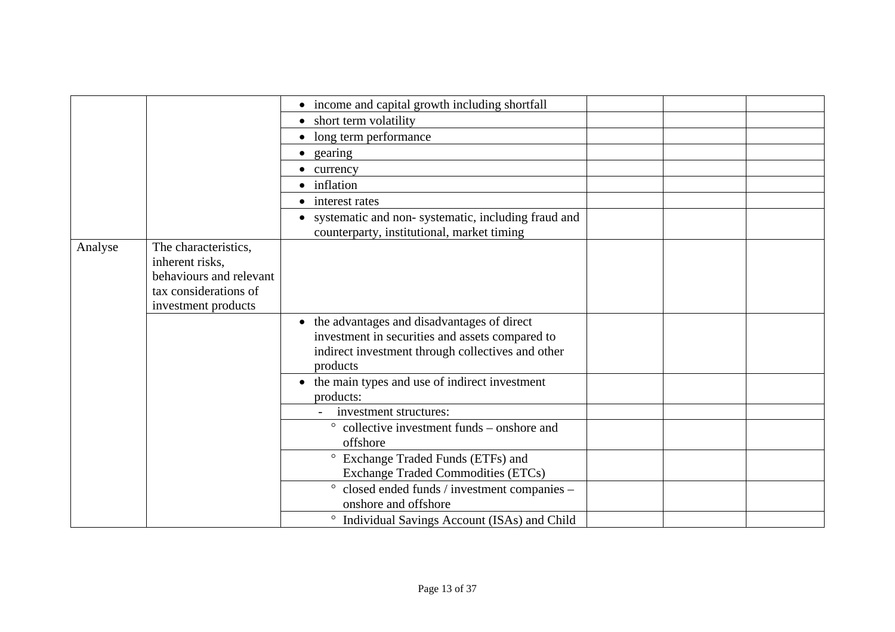| | | | | | |
|---|---|---|---|---|---|
| | | • income and capital growth including shortfall | | | |
| | | • short term volatility | | | |
| | | • long term performance | | | |
| | | • gearing | | | |
| | | • currency | | | |
| | | • inflation | | | |
| | | • interest rates | | | |
| | | • systematic and non- systematic, including fraud and counterparty, institutional, market timing | | | |
| Analyse | The characteristics, inherent risks, behaviours and relevant tax considerations of investment products | | | | |
| | | • the advantages and disadvantages of direct investment in securities and assets compared to indirect investment through collectives and other products | | | |
| | | • the main types and use of indirect investment products: | | | |
| | | - investment structures: | | | |
| | | ° collective investment funds – onshore and offshore | | | |
| | | ° Exchange Traded Funds (ETFs) and Exchange Traded Commodities (ETCs) | | | |
| | | ° closed ended funds / investment companies – onshore and offshore | | | |
| | | ° Individual Savings Account (ISAs) and Child | | | |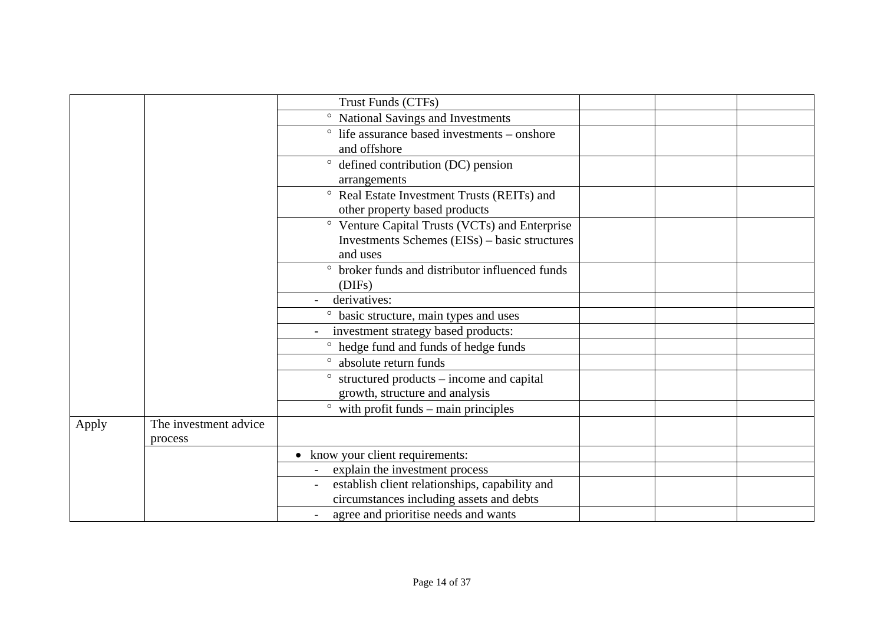| | | | | | |
|---|---|---|---|---|---|
| | | Trust Funds (CTFs) | | | |
| | | ° National Savings and Investments | | | |
| | | ° life assurance based investments – onshore and offshore | | | |
| | | ° defined contribution (DC) pension arrangements | | | |
| | | ° Real Estate Investment Trusts (REITs) and other property based products | | | |
| | | ° Venture Capital Trusts (VCTs) and Enterprise Investments Schemes (EISs) – basic structures and uses | | | |
| | | ° broker funds and distributor influenced funds (DIFs) | | | |
| | | - derivatives: | | | |
| | | ° basic structure, main types and uses | | | |
| | | - investment strategy based products: | | | |
| | | ° hedge fund and funds of hedge funds | | | |
| | | ° absolute return funds | | | |
| | | ° structured products – income and capital growth, structure and analysis | | | |
| | | ° with profit funds – main principles | | | |
| Apply | The investment advice process | | | | |
| | | • know your client requirements: | | | |
| | | - explain the investment process | | | |
| | | - establish client relationships, capability and circumstances including assets and debts | | | |
| | | - agree and prioritise needs and wants | | | |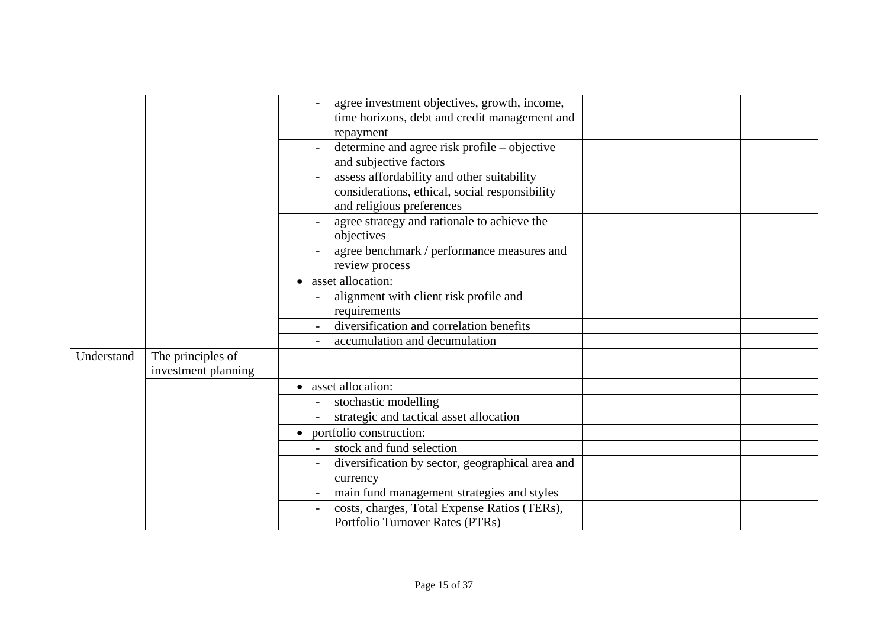| | | | | | |
|---|---|---|---|---|---|
| | | - agree investment objectives, growth, income, time horizons, debt and credit management and repayment | | | |
| | | - determine and agree risk profile – objective and subjective factors | | | |
| | | - assess affordability and other suitability considerations, ethical, social responsibility and religious preferences | | | |
| | | - agree strategy and rationale to achieve the objectives | | | |
| | | - agree benchmark / performance measures and review process | | | |
| | | • asset allocation: | | | |
| | | - alignment with client risk profile and requirements | | | |
| | | - diversification and correlation benefits | | | |
| | | - accumulation and decumulation | | | |
| Understand | The principles of investment planning | | | | |
| | | • asset allocation: | | | |
| | | - stochastic modelling | | | |
| | | - strategic and tactical asset allocation | | | |
| | | • portfolio construction: | | | |
| | | - stock and fund selection | | | |
| | | - diversification by sector, geographical area and currency | | | |
| | | - main fund management strategies and styles | | | |
| | | - costs, charges, Total Expense Ratios (TERs), Portfolio Turnover Rates (PTRs) | | | |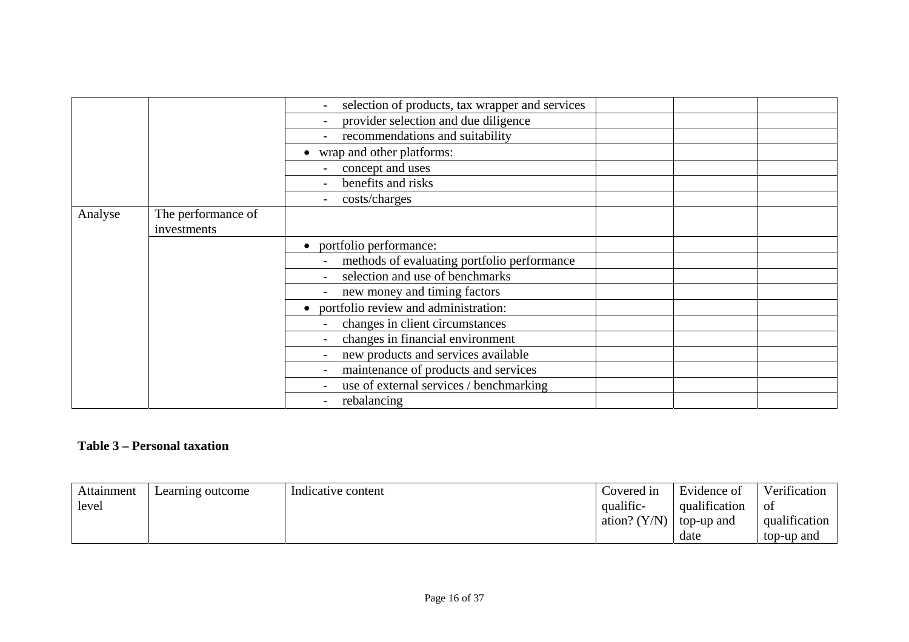| | | | | | |
|---|---|---|---|---|---|
| | | - selection of products, tax wrapper and services | | | |
| | | - provider selection and due diligence | | | |
| | | - recommendations and suitability | | | |
| | | • wrap and other platforms: | | | |
| | | - concept and uses | | | |
| | | - benefits and risks | | | |
| | | - costs/charges | | | |
| Analyse | The performance of investments | | | | |
| | | • portfolio performance: | | | |
| | | - methods of evaluating portfolio performance | | | |
| | | - selection and use of benchmarks | | | |
| | | - new money and timing factors | | | |
| | | • portfolio review and administration: | | | |
| | | - changes in client circumstances | | | |
| | | - changes in financial environment | | | |
| | | - new products and services available | | | |
| | | - maintenance of products and services | | | |
| | | - use of external services / benchmarking | | | |
| | | - rebalancing | | | |

**Table 3 – Personal taxation**

| Attainment level | Learning outcome | Indicative content | Covered in qualific-ation? (Y/N) | Evidence of qualification top-up and date | Verification of qualification top-up and |
|---|---|---|---|---|---|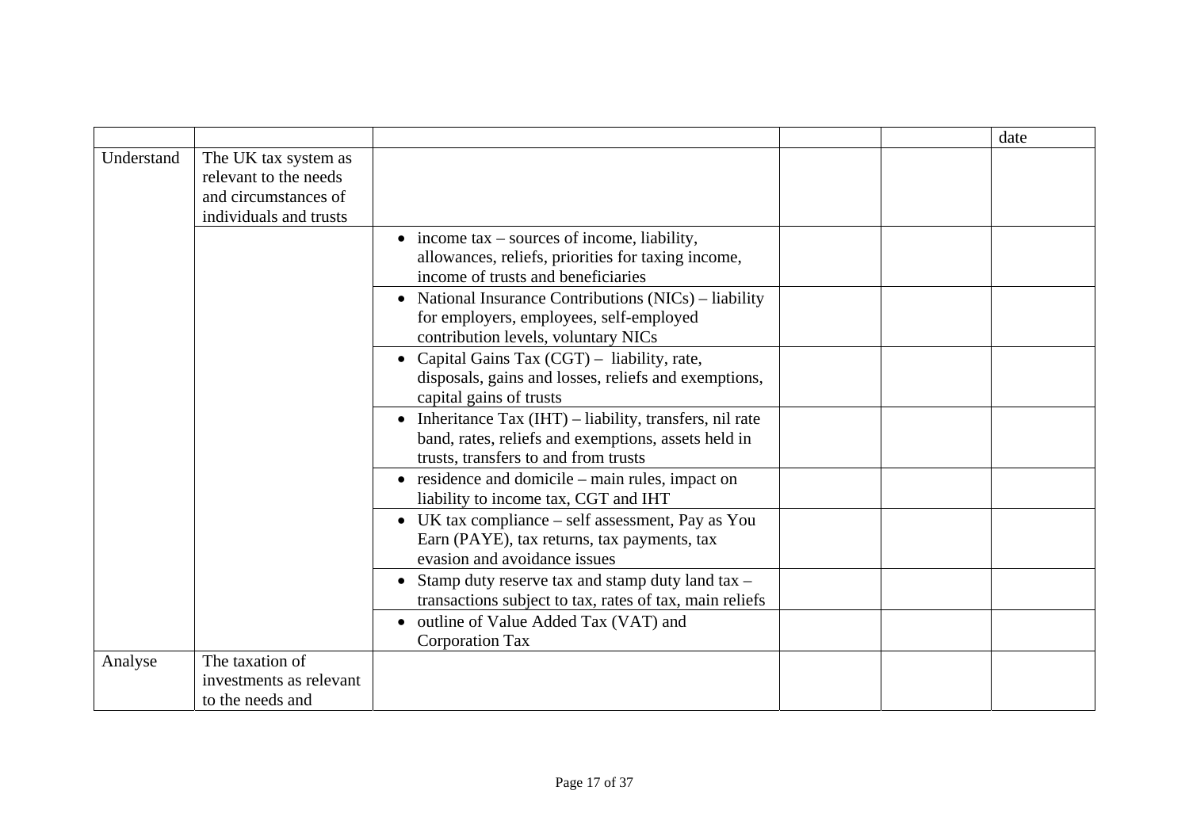| | | | | | date |
|---|---|---|---|---|---|
| Understand | The UK tax system as relevant to the needs and circumstances of individuals and trusts | | | | |
| | | • income tax – sources of income, liability, allowances, reliefs, priorities for taxing income, income of trusts and beneficiaries | | | |
| | | • National Insurance Contributions (NICs) – liability for employers, employees, self-employed contribution levels, voluntary NICs | | | |
| | | • Capital Gains Tax (CGT) – liability, rate, disposals, gains and losses, reliefs and exemptions, capital gains of trusts | | | |
| | | • Inheritance Tax (IHT) – liability, transfers, nil rate band, rates, reliefs and exemptions, assets held in trusts, transfers to and from trusts | | | |
| | | • residence and domicile – main rules, impact on liability to income tax, CGT and IHT | | | |
| | | • UK tax compliance – self assessment, Pay as You Earn (PAYE), tax returns, tax payments, tax evasion and avoidance issues | | | |
| | | • Stamp duty reserve tax and stamp duty land tax – transactions subject to tax, rates of tax, main reliefs | | | |
| | | • outline of Value Added Tax (VAT) and Corporation Tax | | | |
| Analyse | The taxation of investments as relevant to the needs and | | | | |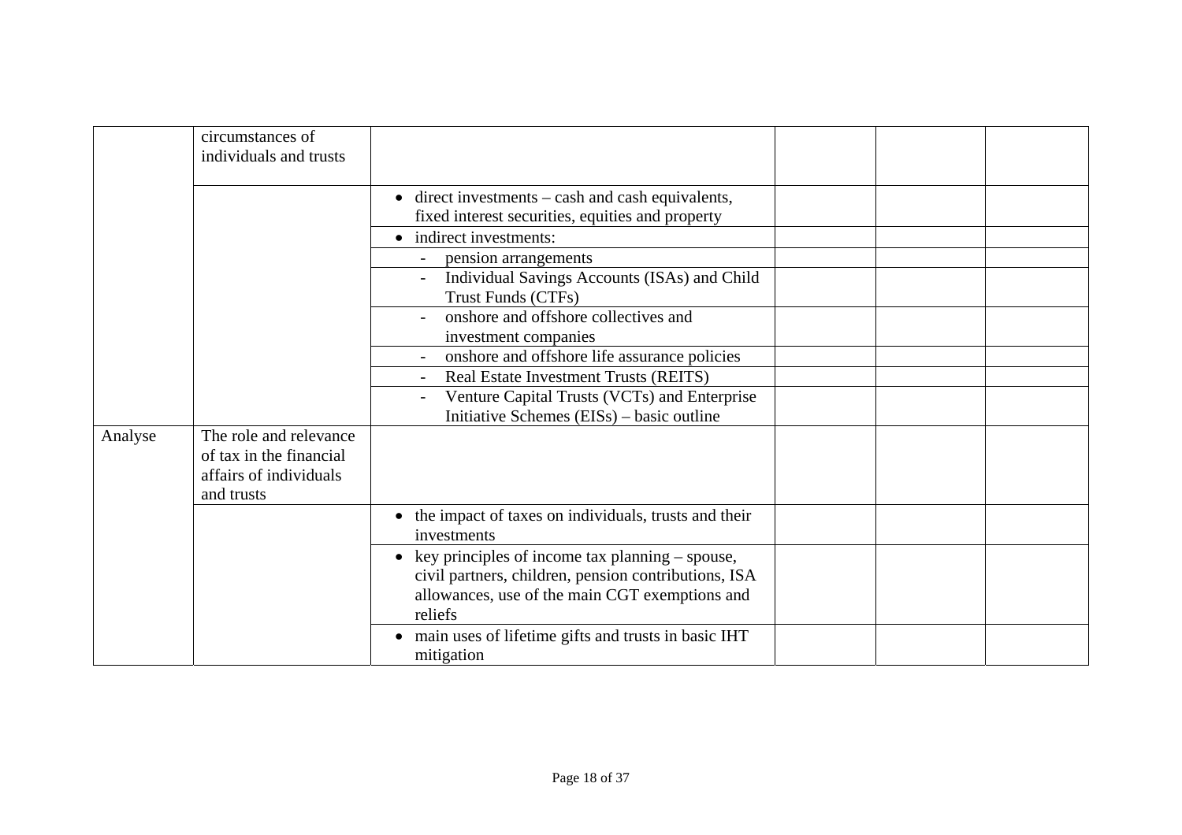| | | | | | |
|---|---|---|---|---|---|
| | circumstances of individuals and trusts | | | | |
| | | • direct investments – cash and cash equivalents, fixed interest securities, equities and property | | | |
| | | • indirect investments: | | | |
| | | - pension arrangements | | | |
| | | - Individual Savings Accounts (ISAs) and Child Trust Funds (CTFs) | | | |
| | | - onshore and offshore collectives and investment companies | | | |
| | | - onshore and offshore life assurance policies | | | |
| | | - Real Estate Investment Trusts (REITS) | | | |
| | | - Venture Capital Trusts (VCTs) and Enterprise Initiative Schemes (EISs) – basic outline | | | |
| Analyse | The role and relevance of tax in the financial affairs of individuals and trusts | | | | |
| | | • the impact of taxes on individuals, trusts and their investments | | | |
| | | • key principles of income tax planning – spouse, civil partners, children, pension contributions, ISA allowances, use of the main CGT exemptions and reliefs | | | |
| | | • main uses of lifetime gifts and trusts in basic IHT mitigation | | | |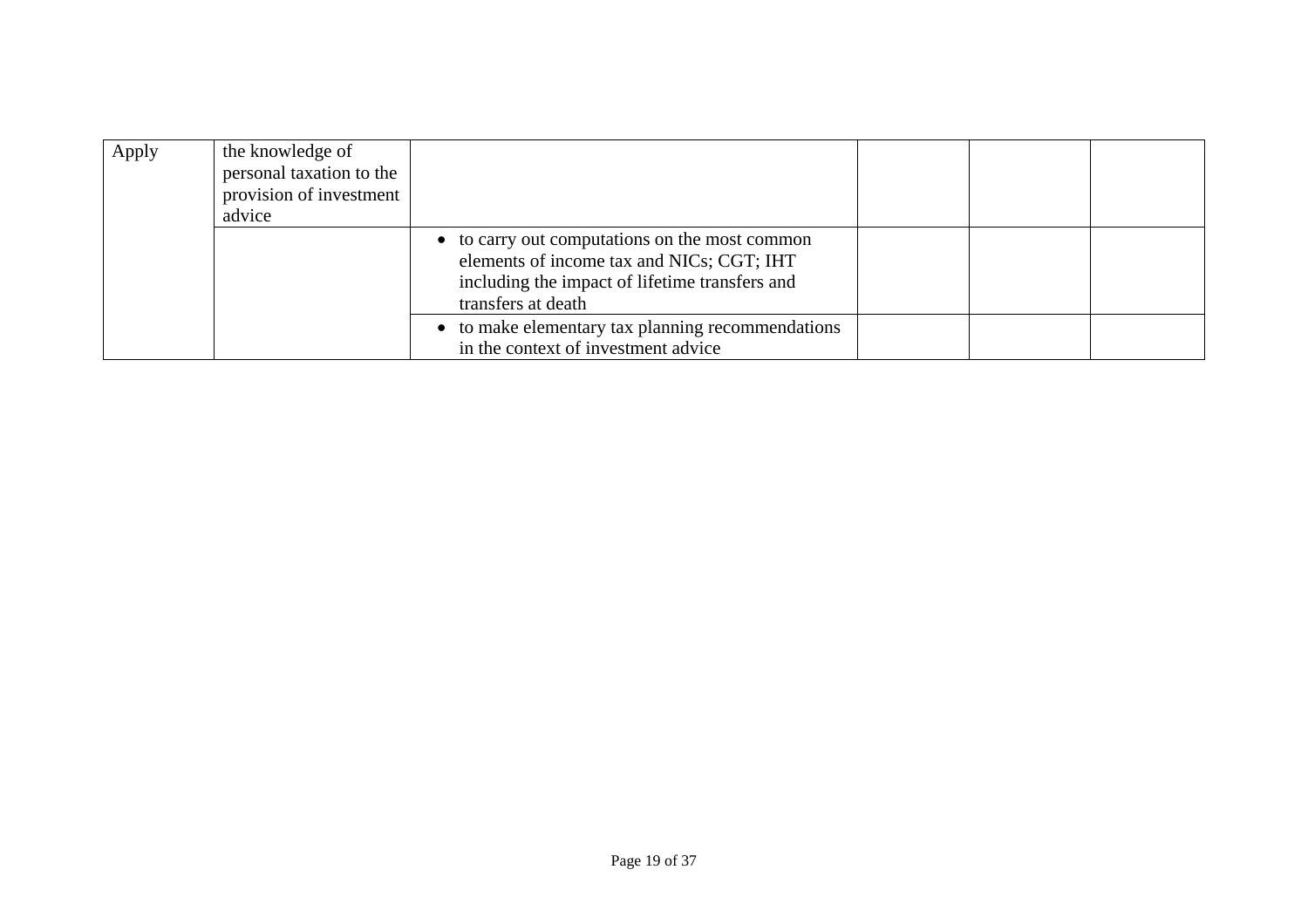| | | | | | |
|---|---|---|---|---|---|
| Apply | the knowledge of personal taxation to the provision of investment advice | | | | |
| | | • to carry out computations on the most common elements of income tax and NICs; CGT; IHT including the impact of lifetime transfers and transfers at death | | | |
| | | • to make elementary tax planning recommendations in the context of investment advice | | | |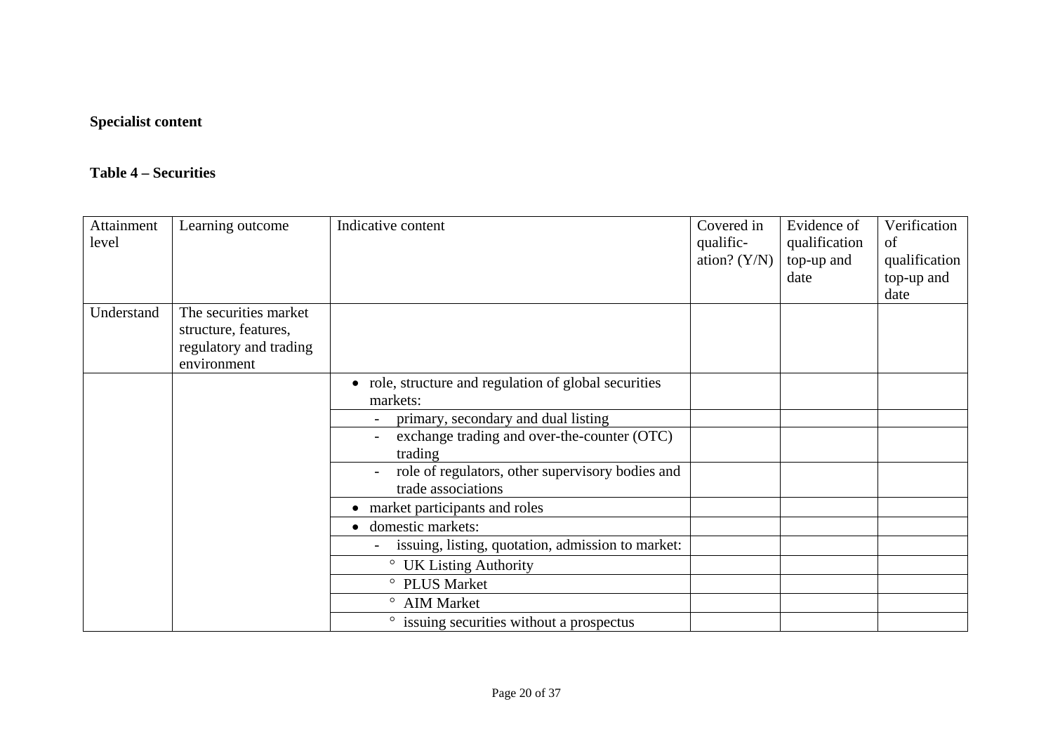**Specialist content**

**Table 4 – Securities**

| Attainment level | Learning outcome | Indicative content | Covered in qualific-ation? (Y/N) | Evidence of qualification top-up and date | Verification of qualification top-up and date |
|---|---|---|---|---|---|
| Understand | The securities market structure, features, regulatory and trading environment | | | | |
| | | • role, structure and regulation of global securities markets: | | | |
| | | - primary, secondary and dual listing | | | |
| | | - exchange trading and over-the-counter (OTC) trading | | | |
| | | - role of regulators, other supervisory bodies and trade associations | | | |
| | | • market participants and roles | | | |
| | | • domestic markets: | | | |
| | | - issuing, listing, quotation, admission to market: | | | |
| | | ° UK Listing Authority | | | |
| | | ° PLUS Market | | | |
| | | ° AIM Market | | | |
| | | ° issuing securities without a prospectus | | | |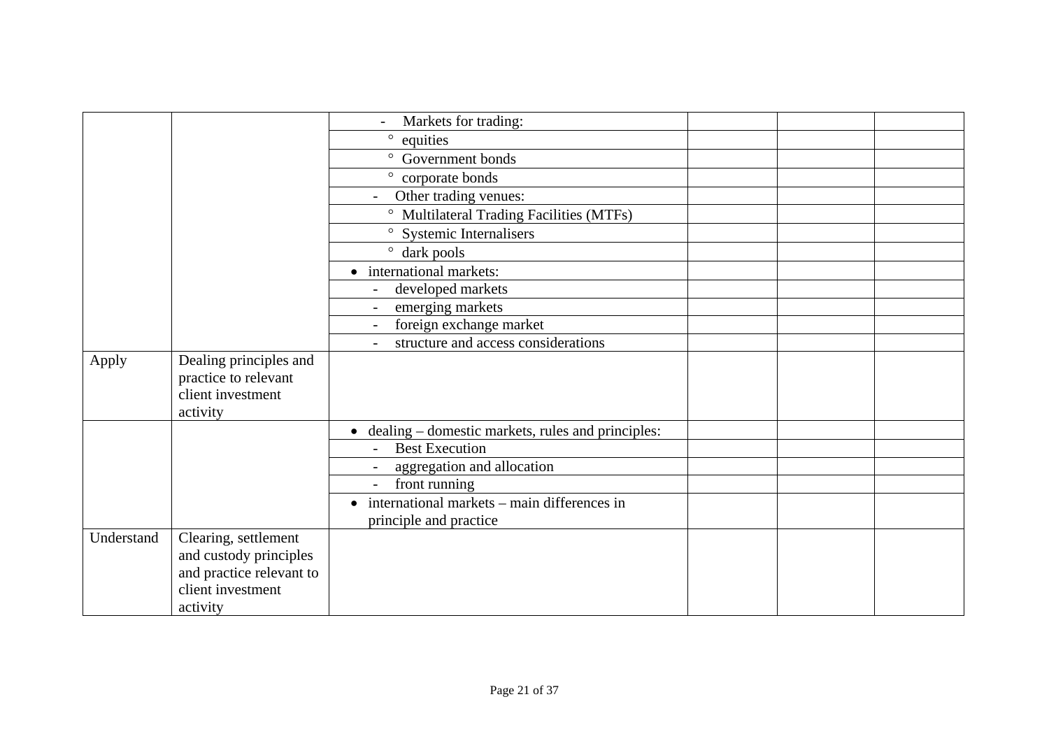| | | | | | |
|---|---|---|---|---|---|
| | | - Markets for trading: | | | |
| | | ° equities | | | |
| | | ° Government bonds | | | |
| | | ° corporate bonds | | | |
| | | - Other trading venues: | | | |
| | | ° Multilateral Trading Facilities (MTFs) | | | |
| | | ° Systemic Internalisers | | | |
| | | ° dark pools | | | |
| | | • international markets: | | | |
| | | - developed markets | | | |
| | | - emerging markets | | | |
| | | - foreign exchange market | | | |
| | | - structure and access considerations | | | |
| Apply | Dealing principles and practice to relevant client investment activity | | | | |
| | | • dealing – domestic markets, rules and principles: | | | |
| | | - Best Execution | | | |
| | | - aggregation and allocation | | | |
| | | - front running | | | |
| | | • international markets – main differences in principle and practice | | | |
| Understand | Clearing, settlement and custody principles and practice relevant to client investment activity | | | | |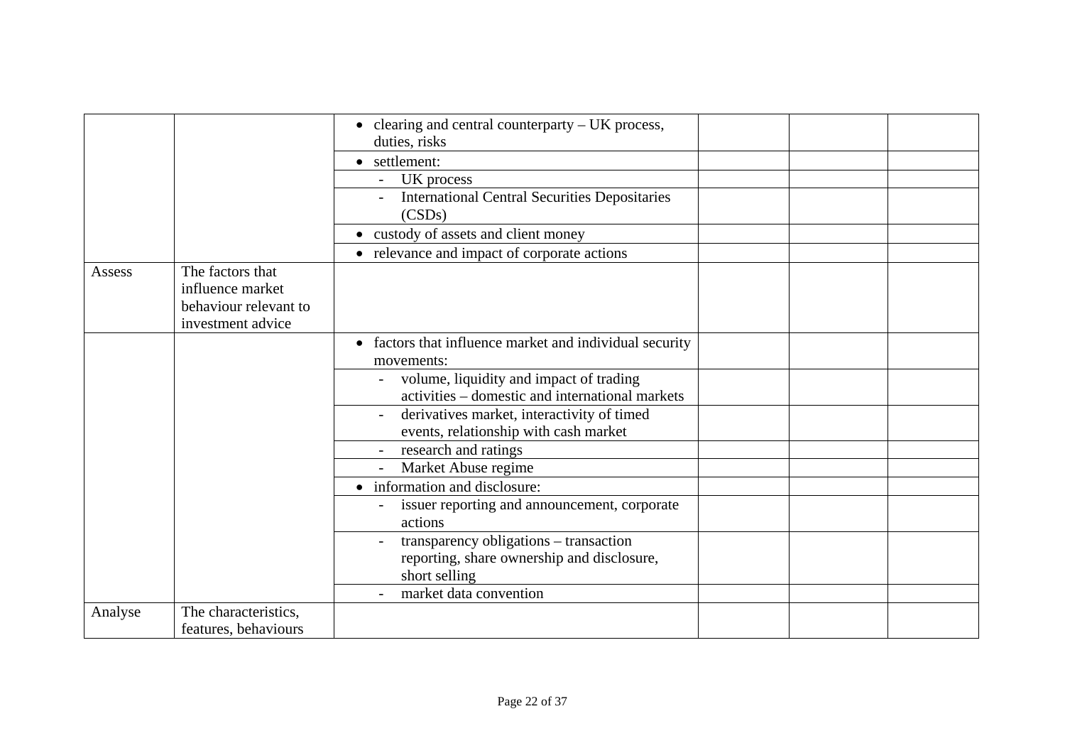| | | | | | |
|---|---|---|---|---|---|
| | | • clearing and central counterparty – UK process, duties, risks | | | |
| | | • settlement: | | | |
| | | - UK process | | | |
| | | - International Central Securities Depositaries (CSDs) | | | |
| | | • custody of assets and client money | | | |
| | | • relevance and impact of corporate actions | | | |
| Assess | The factors that influence market behaviour relevant to investment advice | | | | |
| | | • factors that influence market and individual security movements: | | | |
| | | - volume, liquidity and impact of trading activities – domestic and international markets | | | |
| | | - derivatives market, interactivity of timed events, relationship with cash market | | | |
| | | - research and ratings | | | |
| | | - Market Abuse regime | | | |
| | | • information and disclosure: | | | |
| | | - issuer reporting and announcement, corporate actions | | | |
| | | - transparency obligations – transaction reporting, share ownership and disclosure, short selling | | | |
| | | - market data convention | | | |
| Analyse | The characteristics, features, behaviours | | | | |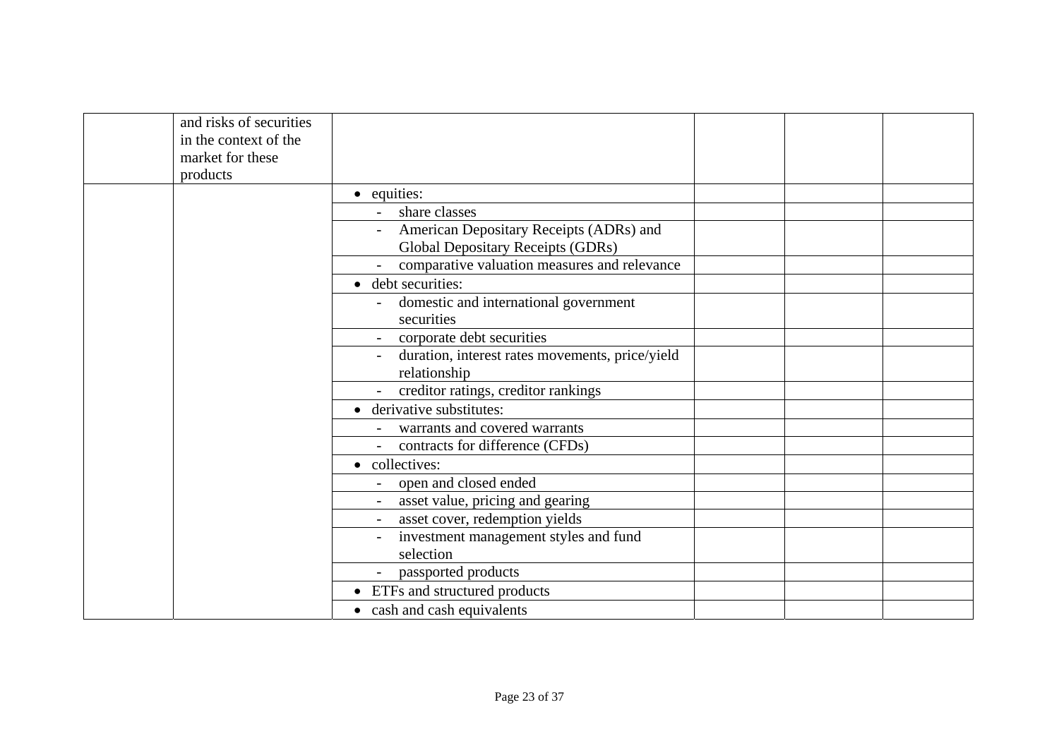| | | | | | |
|---|---|---|---|---|---|
| | and risks of securities in the context of the market for these products | | | | |
| | | • equities: | | | |
| | | - share classes | | | |
| | | - American Depositary Receipts (ADRs) and Global Depositary Receipts (GDRs) | | | |
| | | - comparative valuation measures and relevance | | | |
| | | • debt securities: | | | |
| | | - domestic and international government securities | | | |
| | | - corporate debt securities | | | |
| | | - duration, interest rates movements, price/yield relationship | | | |
| | | - creditor ratings, creditor rankings | | | |
| | | • derivative substitutes: | | | |
| | | - warrants and covered warrants | | | |
| | | - contracts for difference (CFDs) | | | |
| | | • collectives: | | | |
| | | - open and closed ended | | | |
| | | - asset value, pricing and gearing | | | |
| | | - asset cover, redemption yields | | | |
| | | - investment management styles and fund selection | | | |
| | | - passported products | | | |
| | | • ETFs and structured products | | | |
| | | • cash and cash equivalents | | | |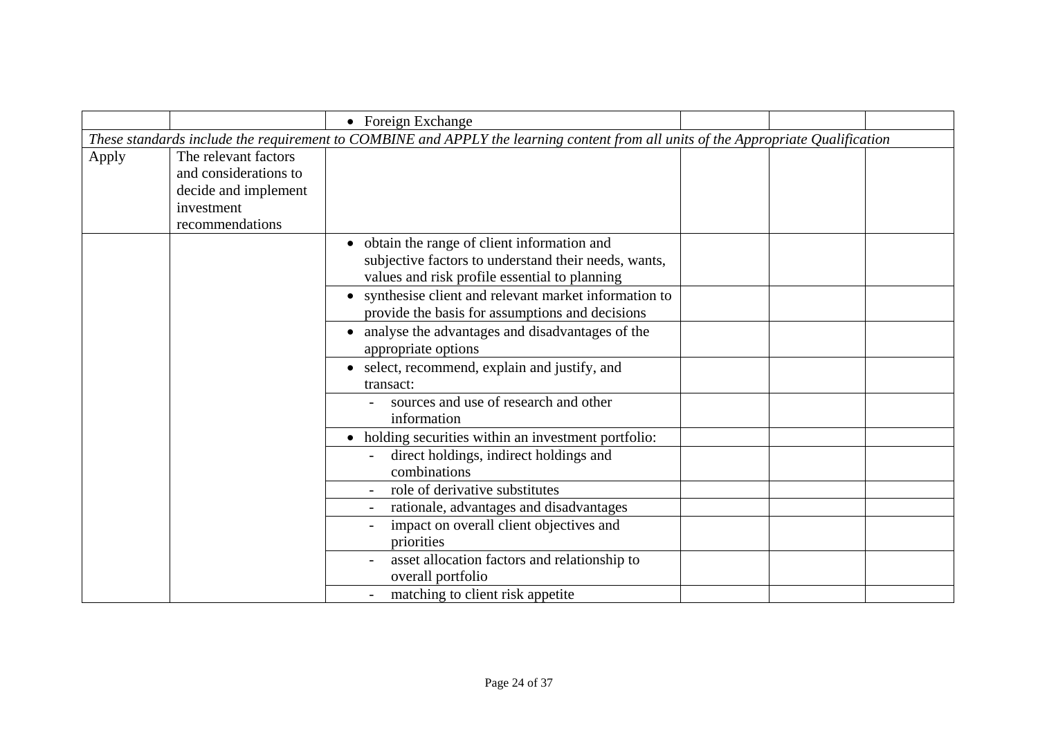| | | | | | |
|---|---|---|---|---|---|
| | | • Foreign Exchange | | | |
| *These standards include the requirement to COMBINE and APPLY the learning content from all units of the Appropriate Qualification* | | | | | |
| Apply | The relevant factors and considerations to decide and implement investment recommendations | | | | |
| | | • obtain the range of client information and subjective factors to understand their needs, wants, values and risk profile essential to planning | | | |
| | | • synthesise client and relevant market information to provide the basis for assumptions and decisions | | | |
| | | • analyse the advantages and disadvantages of the appropriate options | | | |
| | | • select, recommend, explain and justify, and transact: | | | |
| | | - sources and use of research and other information | | | |
| | | • holding securities within an investment portfolio: | | | |
| | | - direct holdings, indirect holdings and combinations | | | |
| | | - role of derivative substitutes | | | |
| | | - rationale, advantages and disadvantages | | | |
| | | - impact on overall client objectives and priorities | | | |
| | | - asset allocation factors and relationship to overall portfolio | | | |
| | | - matching to client risk appetite | | | |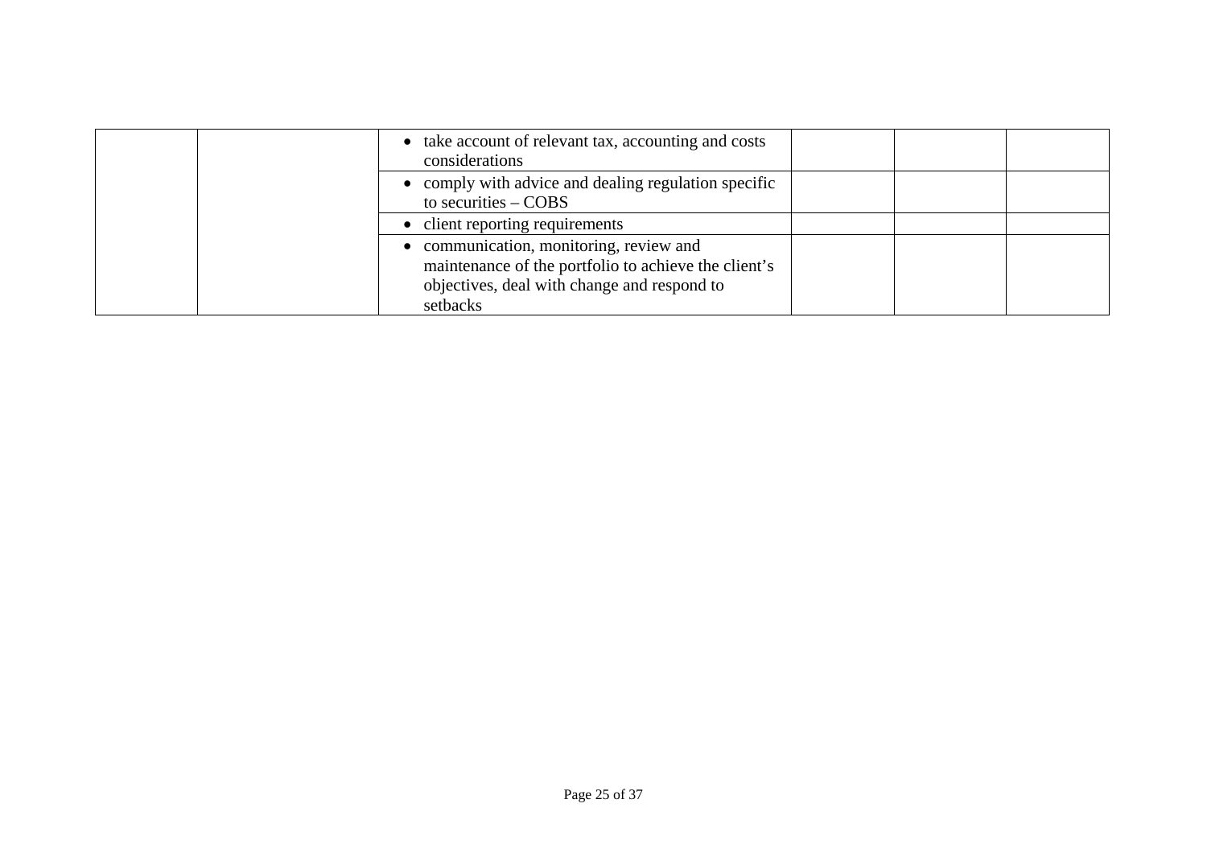| | | | | | |
|---|---|---|---|---|---|
| | | • take account of relevant tax, accounting and costs considerations | | | |
| | | • comply with advice and dealing regulation specific to securities – COBS | | | |
| | | • client reporting requirements | | | |
| | | • communication, monitoring, review and maintenance of the portfolio to achieve the client's objectives, deal with change and respond to setbacks | | | |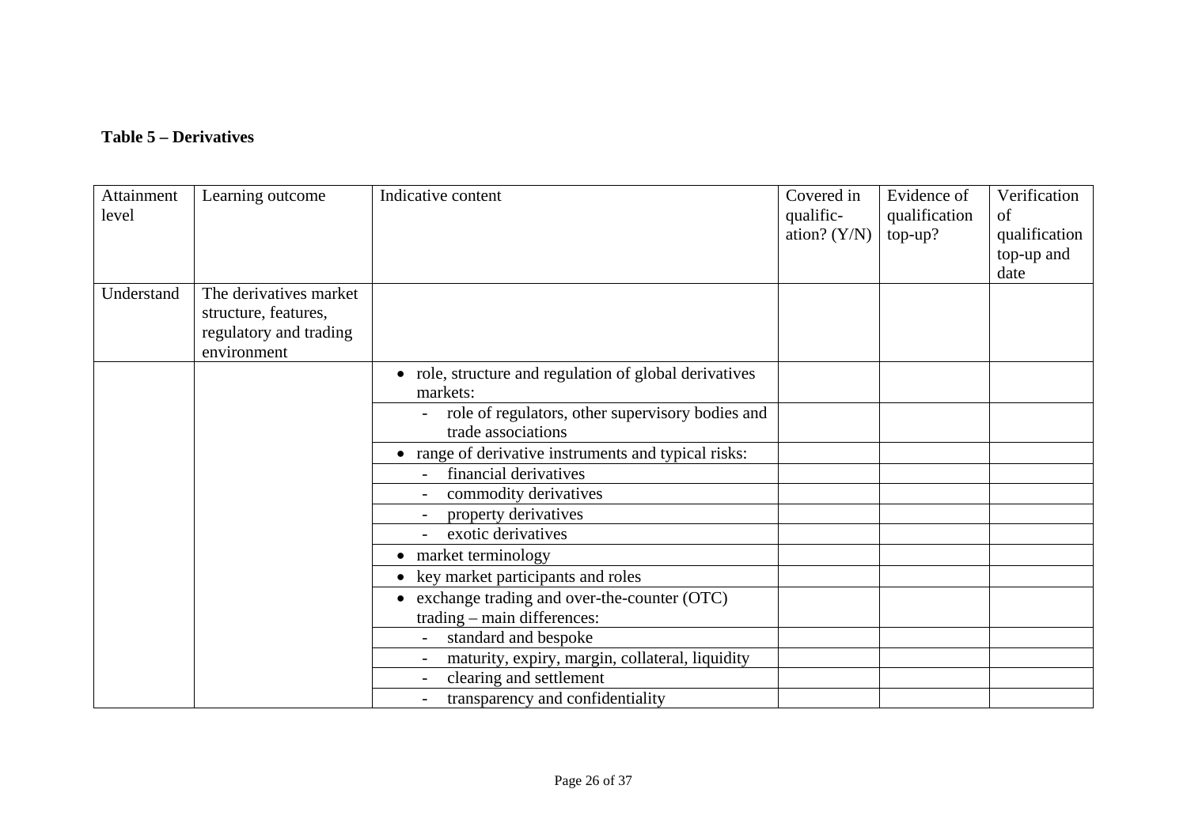**Table 5 – Derivatives**

| Attainment level | Learning outcome | Indicative content | Covered in qualific-ation? (Y/N) | Evidence of qualification top-up? | Verification of qualification top-up and date |
|---|---|---|---|---|---|
| Understand | The derivatives market structure, features, regulatory and trading environment | | | | |
| | | • role, structure and regulation of global derivatives markets: | | | |
| | | - role of regulators, other supervisory bodies and trade associations | | | |
| | | • range of derivative instruments and typical risks: | | | |
| | | - financial derivatives | | | |
| | | - commodity derivatives | | | |
| | | - property derivatives | | | |
| | | - exotic derivatives | | | |
| | | • market terminology | | | |
| | | • key market participants and roles | | | |
| | | • exchange trading and over-the-counter (OTC) trading – main differences: | | | |
| | | - standard and bespoke | | | |
| | | - maturity, expiry, margin, collateral, liquidity | | | |
| | | - clearing and settlement | | | |
| | | - transparency and confidentiality | | | |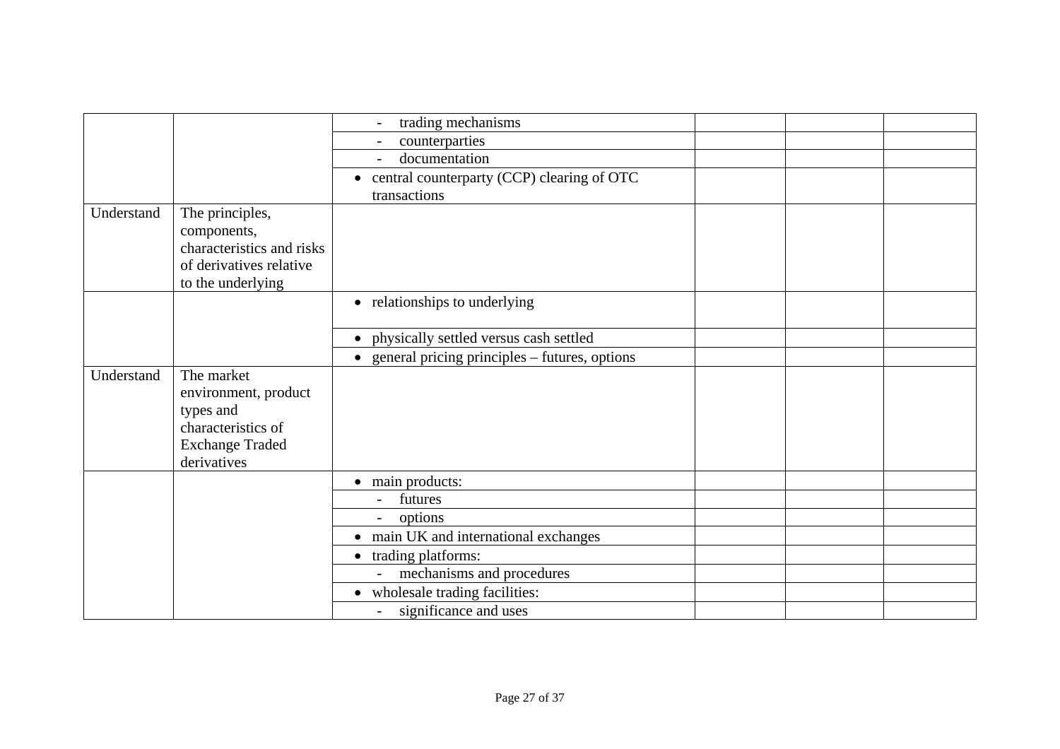| | | | | | |
|---|---|---|---|---|---|
| | | - trading mechanisms | | | |
| | | - counterparties | | | |
| | | - documentation | | | |
| | | • central counterparty (CCP) clearing of OTC transactions | | | |
| Understand | The principles, components, characteristics and risks of derivatives relative to the underlying | | | | |
| | | • relationships to underlying | | | |
| | | • physically settled versus cash settled | | | |
| | | • general pricing principles – futures, options | | | |
| Understand | The market environment, product types and characteristics of Exchange Traded derivatives | | | | |
| | | • main products: | | | |
| | | - futures | | | |
| | | - options | | | |
| | | • main UK and international exchanges | | | |
| | | • trading platforms: | | | |
| | | - mechanisms and procedures | | | |
| | | • wholesale trading facilities: | | | |
| | | - significance and uses | | | |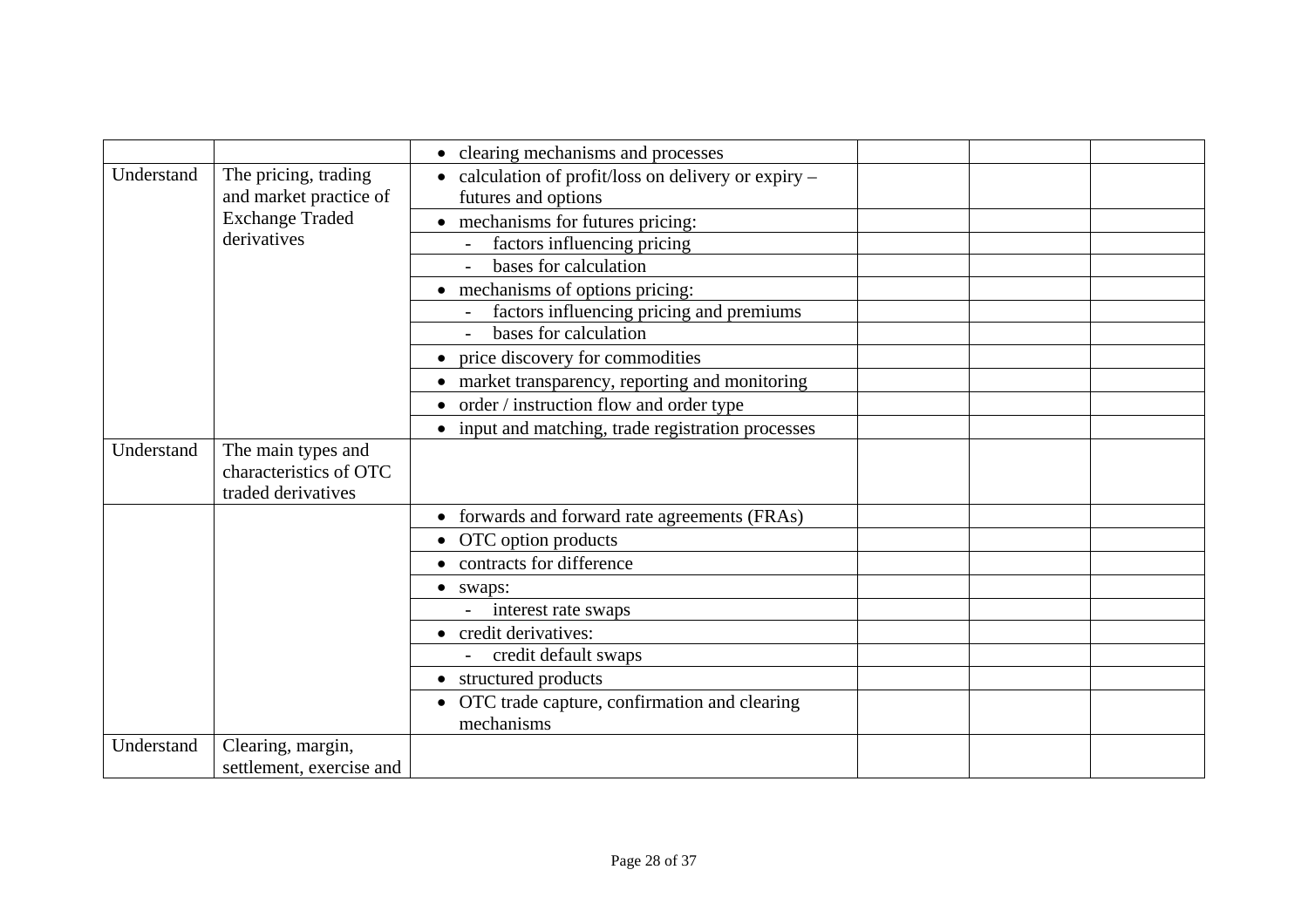| | | | | | |
|---|---|---|---|---|---|
| | | • clearing mechanisms and processes | | | |
| Understand | The pricing, trading and market practice of Exchange Traded derivatives | • calculation of profit/loss on delivery or expiry – futures and options | | | |
| | | • mechanisms for futures pricing: | | | |
| | | - factors influencing pricing | | | |
| | | - bases for calculation | | | |
| | | • mechanisms of options pricing: | | | |
| | | - factors influencing pricing and premiums | | | |
| | | - bases for calculation | | | |
| | | • price discovery for commodities | | | |
| | | • market transparency, reporting and monitoring | | | |
| | | • order / instruction flow and order type | | | |
| | | • input and matching, trade registration processes | | | |
| Understand | The main types and characteristics of OTC traded derivatives | | | | |
| | | • forwards and forward rate agreements (FRAs) | | | |
| | | • OTC option products | | | |
| | | • contracts for difference | | | |
| | | • swaps: | | | |
| | | - interest rate swaps | | | |
| | | • credit derivatives: | | | |
| | | - credit default swaps | | | |
| | | • structured products | | | |
| | | • OTC trade capture, confirmation and clearing mechanisms | | | |
| Understand | Clearing, margin, settlement, exercise and | | | | |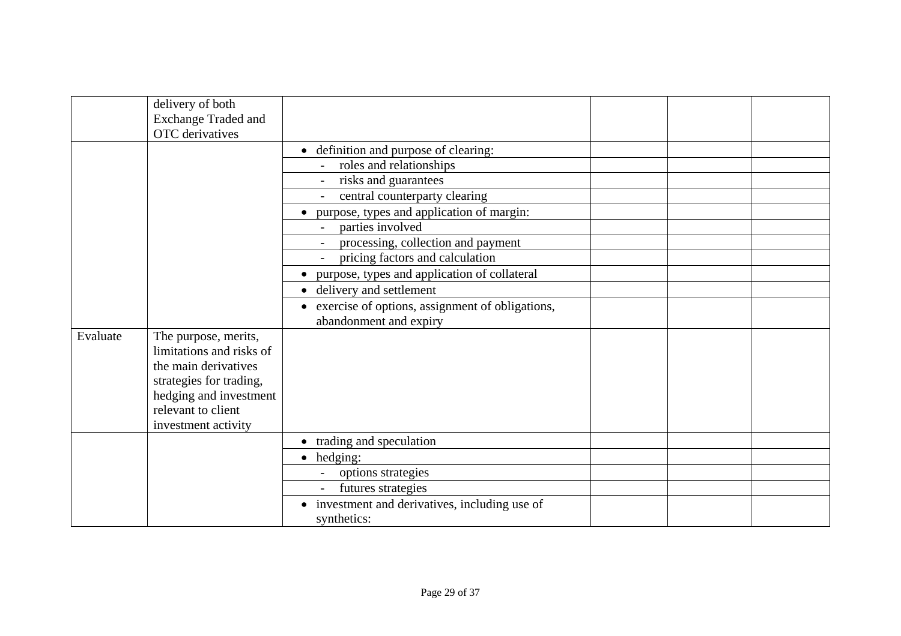| | | | | | |
|---|---|---|---|---|---|
| | delivery of both Exchange Traded and OTC derivatives | | | | |
| | | • definition and purpose of clearing: | | | |
| | | - roles and relationships | | | |
| | | - risks and guarantees | | | |
| | | - central counterparty clearing | | | |
| | | • purpose, types and application of margin: | | | |
| | | - parties involved | | | |
| | | - processing, collection and payment | | | |
| | | - pricing factors and calculation | | | |
| | | • purpose, types and application of collateral | | | |
| | | • delivery and settlement | | | |
| | | • exercise of options, assignment of obligations, abandonment and expiry | | | |
| Evaluate | The purpose, merits, limitations and risks of the main derivatives strategies for trading, hedging and investment relevant to client investment activity | | | | |
| | | • trading and speculation | | | |
| | | • hedging: | | | |
| | | - options strategies | | | |
| | | - futures strategies | | | |
| | | • investment and derivatives, including use of synthetics: | | | |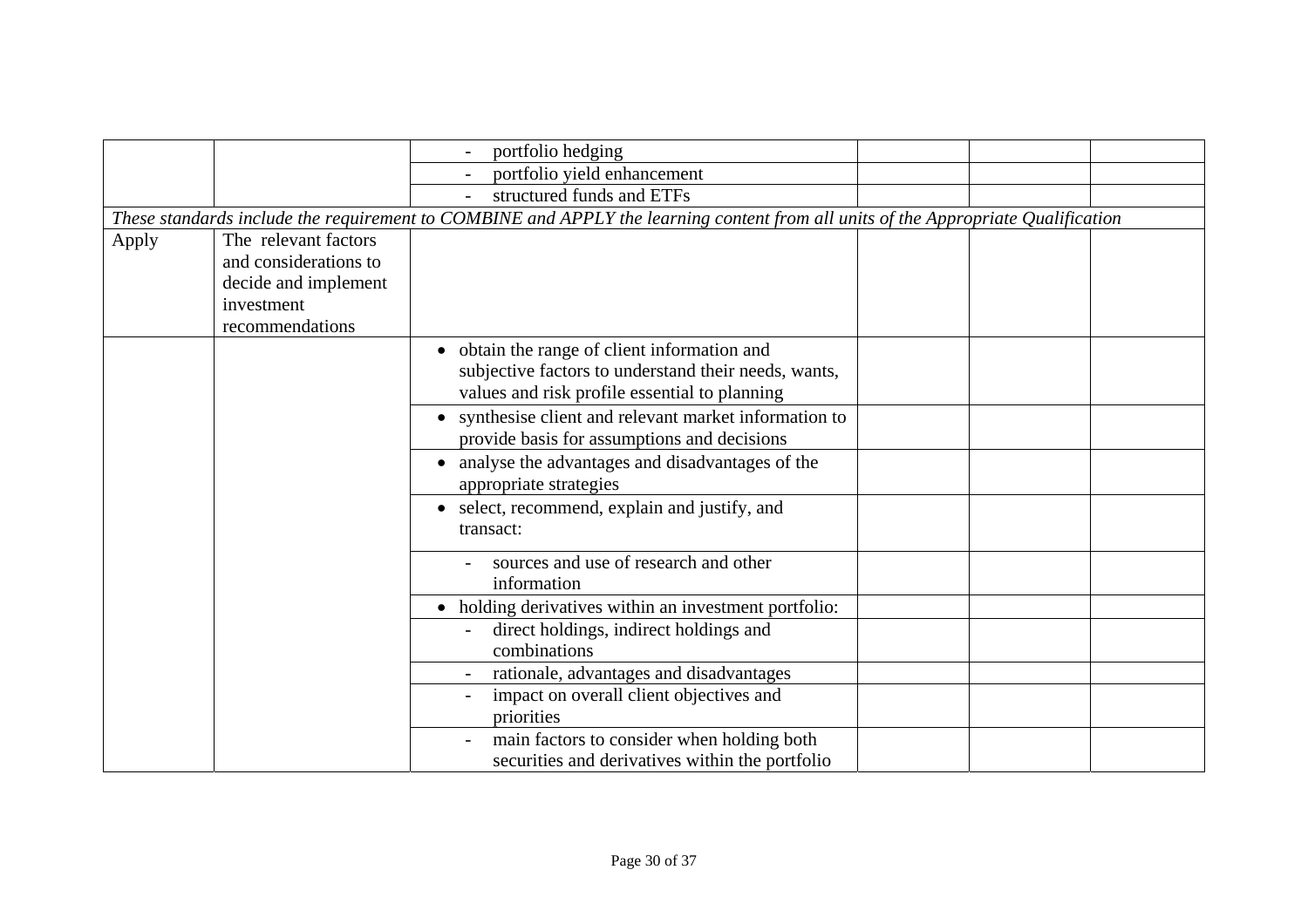| | | | | | |
|---|---|---|---|---|---|
| | | - portfolio hedging | | | |
| | | - portfolio yield enhancement | | | |
| | | - structured funds and ETFs | | | |
| *These standards include the requirement to COMBINE and APPLY the learning content from all units of the Appropriate Qualification* | | | | | |
| Apply | The relevant factors and considerations to decide and implement investment recommendations | | | | |
| | | • obtain the range of client information and subjective factors to understand their needs, wants, values and risk profile essential to planning | | | |
| | | • synthesise client and relevant market information to provide basis for assumptions and decisions | | | |
| | | • analyse the advantages and disadvantages of the appropriate strategies | | | |
| | | • select, recommend, explain and justify, and transact: | | | |
| | | - sources and use of research and other information | | | |
| | | • holding derivatives within an investment portfolio: | | | |
| | | - direct holdings, indirect holdings and combinations | | | |
| | | - rationale, advantages and disadvantages | | | |
| | | - impact on overall client objectives and priorities | | | |
| | | - main factors to consider when holding both securities and derivatives within the portfolio | | | |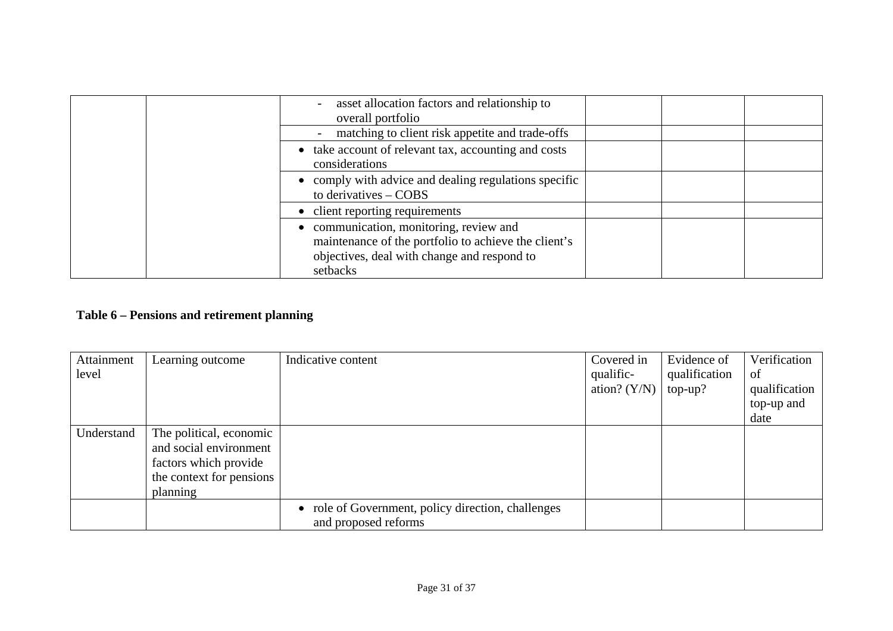| | | - asset allocation factors and relationship to overall portfolio | | | |
|---|---|---|---|---|---|
| | | - matching to client risk appetite and trade-offs | | | |
| | | • take account of relevant tax, accounting and costs considerations | | | |
| | | • comply with advice and dealing regulations specific to derivatives – COBS | | | |
| | | • client reporting requirements | | | |
| | | • communication, monitoring, review and maintenance of the portfolio to achieve the client's objectives, deal with change and respond to setbacks | | | |

**Table 6 – Pensions and retirement planning**

| Attainment level | Learning outcome | Indicative content | Covered in qualific-ation? (Y/N) | Evidence of qualification top-up? | Verification of qualification top-up and date |
|---|---|---|---|---|---|
| Understand | The political, economic and social environment factors which provide the context for pensions planning | | | | |
| | | • role of Government, policy direction, challenges and proposed reforms | | | |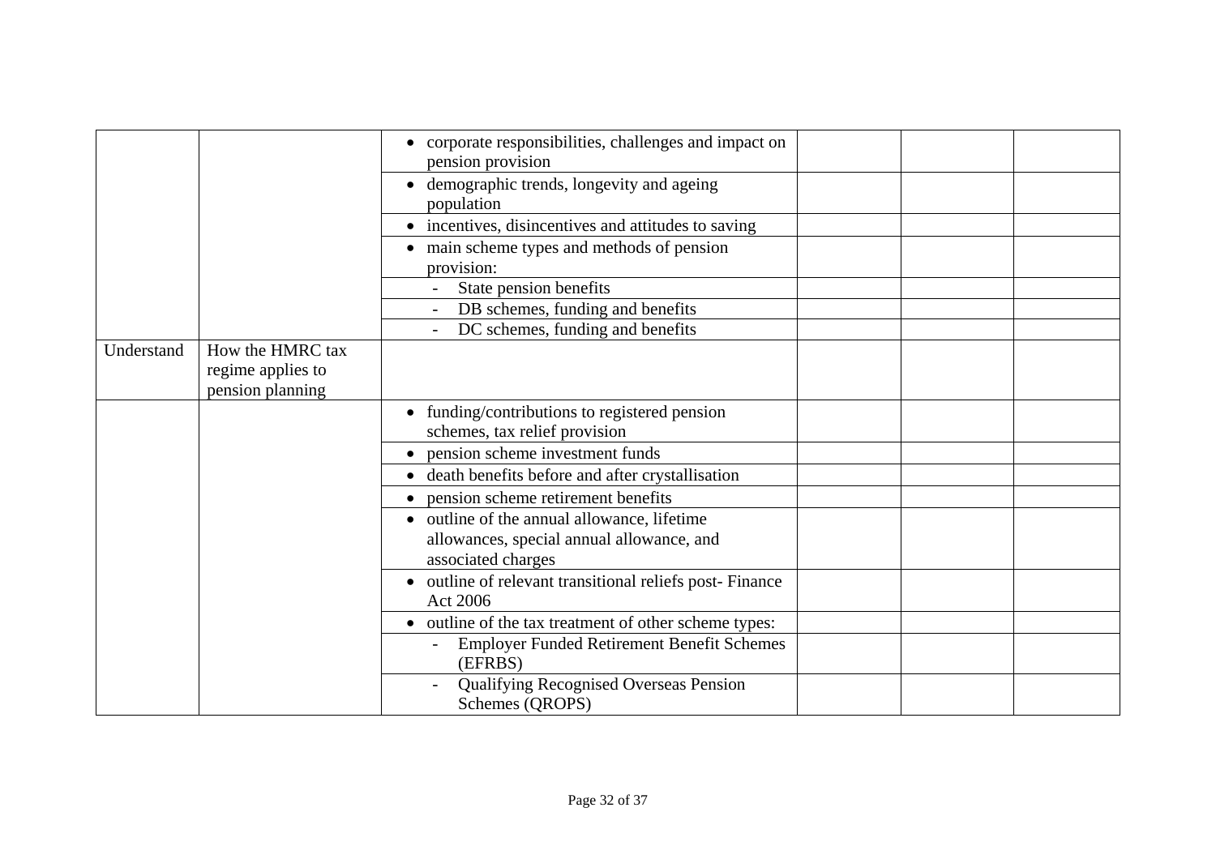| | | | | | |
|---|---|---|---|---|---|
| | | • corporate responsibilities, challenges and impact on pension provision | | | |
| | | • demographic trends, longevity and ageing population | | | |
| | | • incentives, disincentives and attitudes to saving | | | |
| | | • main scheme types and methods of pension provision: | | | |
| | | - State pension benefits | | | |
| | | - DB schemes, funding and benefits | | | |
| | | - DC schemes, funding and benefits | | | |
| Understand | How the HMRC tax regime applies to pension planning | | | | |
| | | • funding/contributions to registered pension schemes, tax relief provision | | | |
| | | • pension scheme investment funds | | | |
| | | • death benefits before and after crystallisation | | | |
| | | • pension scheme retirement benefits | | | |
| | | • outline of the annual allowance, lifetime allowances, special annual allowance, and associated charges | | | |
| | | • outline of relevant transitional reliefs post- Finance Act 2006 | | | |
| | | • outline of the tax treatment of other scheme types: | | | |
| | | - Employer Funded Retirement Benefit Schemes (EFRBS) | | | |
| | | - Qualifying Recognised Overseas Pension Schemes (QROPS) | | | |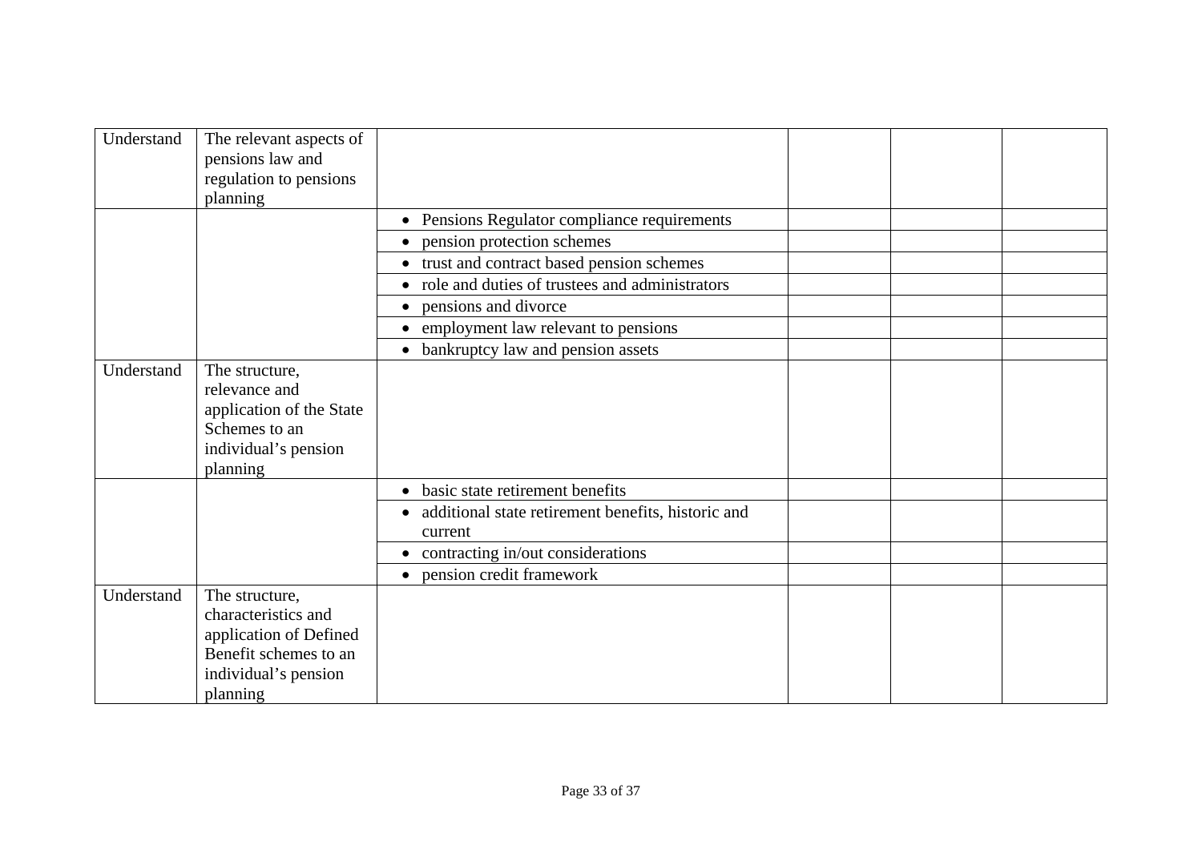| | | | | | |
|---|---|---|---|---|---|
| Understand | The relevant aspects of pensions law and regulation to pensions planning | | | | |
| | | • Pensions Regulator compliance requirements | | | |
| | | • pension protection schemes | | | |
| | | • trust and contract based pension schemes | | | |
| | | • role and duties of trustees and administrators | | | |
| | | • pensions and divorce | | | |
| | | • employment law relevant to pensions | | | |
| | | • bankruptcy law and pension assets | | | |
| Understand | The structure, relevance and application of the State Schemes to an individual's pension planning | | | | |
| | | • basic state retirement benefits | | | |
| | | • additional state retirement benefits, historic and current | | | |
| | | • contracting in/out considerations | | | |
| | | • pension credit framework | | | |
| Understand | The structure, characteristics and application of Defined Benefit schemes to an individual's pension planning | | | | |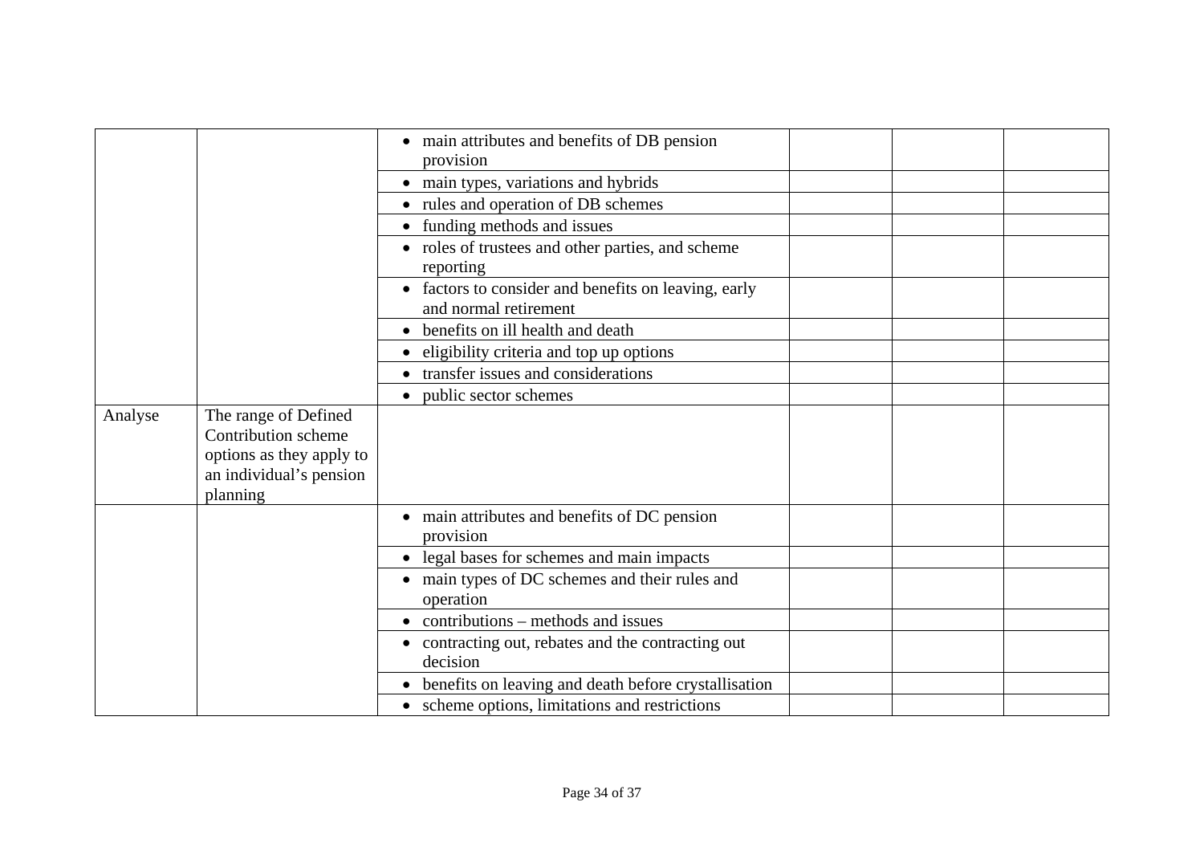| | | | | | |
|---|---|---|---|---|---|
| | | • main attributes and benefits of DB pension provision | | | |
| | | • main types, variations and hybrids | | | |
| | | • rules and operation of DB schemes | | | |
| | | • funding methods and issues | | | |
| | | • roles of trustees and other parties, and scheme reporting | | | |
| | | • factors to consider and benefits on leaving, early and normal retirement | | | |
| | | • benefits on ill health and death | | | |
| | | • eligibility criteria and top up options | | | |
| | | • transfer issues and considerations | | | |
| | | • public sector schemes | | | |
| Analyse | The range of Defined Contribution scheme options as they apply to an individual's pension planning | | | | |
| | | • main attributes and benefits of DC pension provision | | | |
| | | • legal bases for schemes and main impacts | | | |
| | | • main types of DC schemes and their rules and operation | | | |
| | | • contributions – methods and issues | | | |
| | | • contracting out, rebates and the contracting out decision | | | |
| | | • benefits on leaving and death before crystallisation | | | |
| | | • scheme options, limitations and restrictions | | | |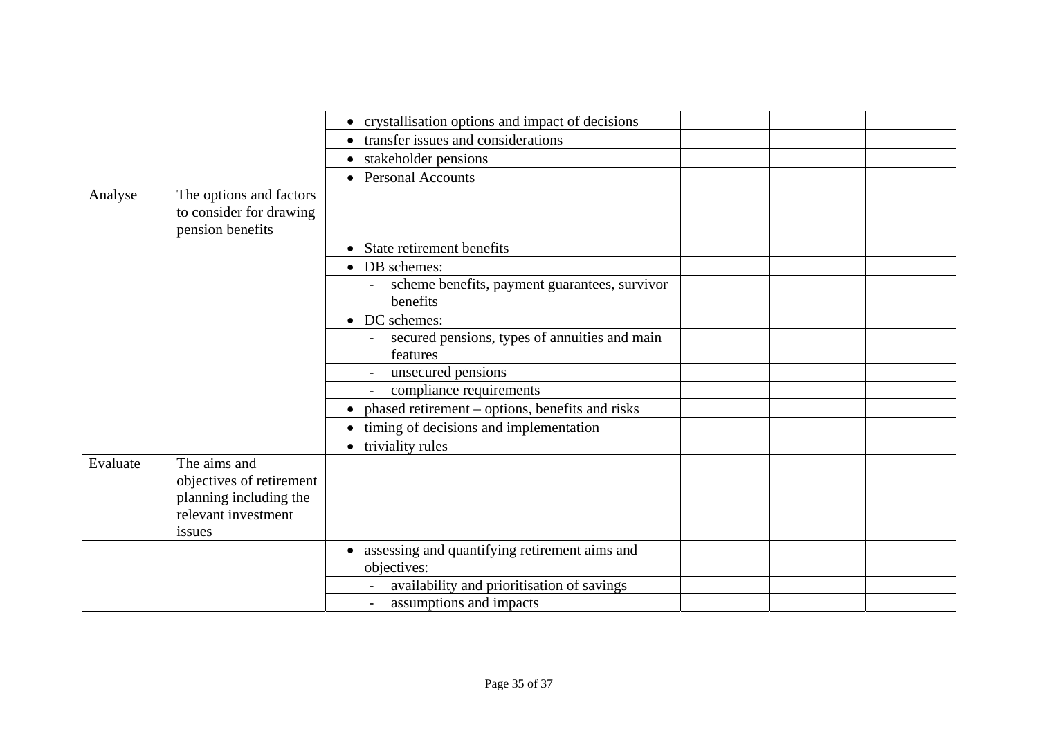| | | | | | |
|---|---|---|---|---|---|
| | | • crystallisation options and impact of decisions | | | |
| | | • transfer issues and considerations | | | |
| | | • stakeholder pensions | | | |
| | | • Personal Accounts | | | |
| Analyse | The options and factors to consider for drawing pension benefits | | | | |
| | | • State retirement benefits | | | |
| | | • DB schemes: | | | |
| | | - scheme benefits, payment guarantees, survivor benefits | | | |
| | | • DC schemes: | | | |
| | | - secured pensions, types of annuities and main features | | | |
| | | - unsecured pensions | | | |
| | | - compliance requirements | | | |
| | | • phased retirement – options, benefits and risks | | | |
| | | • timing of decisions and implementation | | | |
| | | • triviality rules | | | |
| Evaluate | The aims and objectives of retirement planning including the relevant investment issues | | | | |
| | | • assessing and quantifying retirement aims and objectives: | | | |
| | | - availability and prioritisation of savings | | | |
| | | - assumptions and impacts | | | |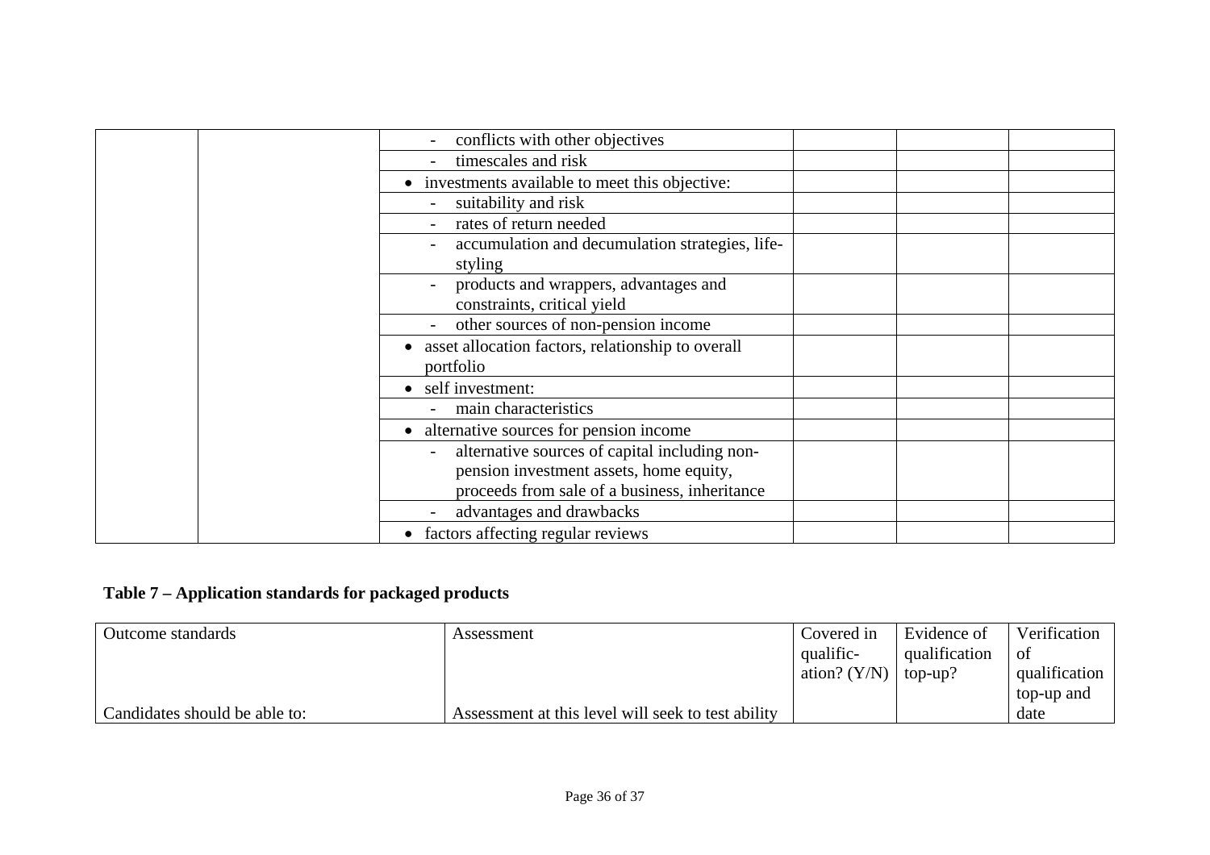| | | | | | |
|---|---|---|---|---|---|
| | | - conflicts with other objectives | | | |
| | | - timescales and risk | | | |
| | | • investments available to meet this objective: | | | |
| | | - suitability and risk | | | |
| | | - rates of return needed | | | |
| | | - accumulation and decumulation strategies, life-styling | | | |
| | | - products and wrappers, advantages and constraints, critical yield | | | |
| | | - other sources of non-pension income | | | |
| | | • asset allocation factors, relationship to overall portfolio | | | |
| | | • self investment: | | | |
| | | - main characteristics | | | |
| | | • alternative sources for pension income | | | |
| | | - alternative sources of capital including non-pension investment assets, home equity, proceeds from sale of a business, inheritance | | | |
| | | - advantages and drawbacks | | | |
| | | • factors affecting regular reviews | | | |

**Table 7 – Application standards for packaged products**

| Outcome standards<br><br>Candidates should be able to: | Assessment<br><br>Assessment at this level will seek to test ability | Covered in qualific-ation? (Y/N) | Evidence of qualification top-up? | Verification of qualification top-up and date |
|---|---|---|---|---|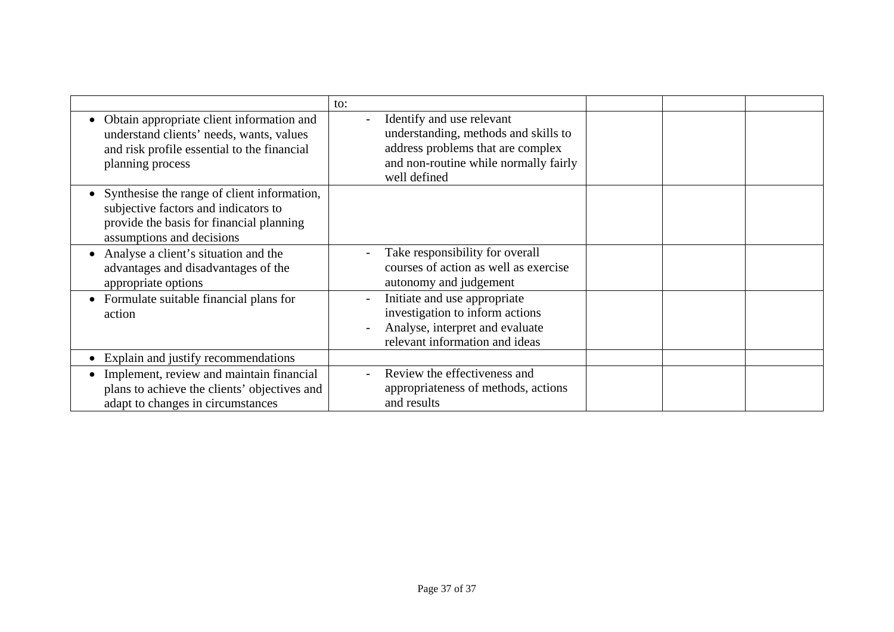| | | | | |
|---|---|---|---|---|
| | to: | | | |
| • Obtain appropriate client information and understand clients' needs, wants, values and risk profile essential to the financial planning process | - Identify and use relevant understanding, methods and skills to address problems that are complex and non-routine while normally fairly well defined | | | |
| • Synthesise the range of client information, subjective factors and indicators to provide the basis for financial planning assumptions and decisions | | | | |
| • Analyse a client's situation and the advantages and disadvantages of the appropriate options | - Take responsibility for overall courses of action as well as exercise autonomy and judgement | | | |
| • Formulate suitable financial plans for action | - Initiate and use appropriate investigation to inform actions<br>- Analyse, interpret and evaluate relevant information and ideas | | | |
| • Explain and justify recommendations | | | | |
| • Implement, review and maintain financial plans to achieve the clients' objectives and adapt to changes in circumstances | - Review the effectiveness and appropriateness of methods, actions and results | | | |